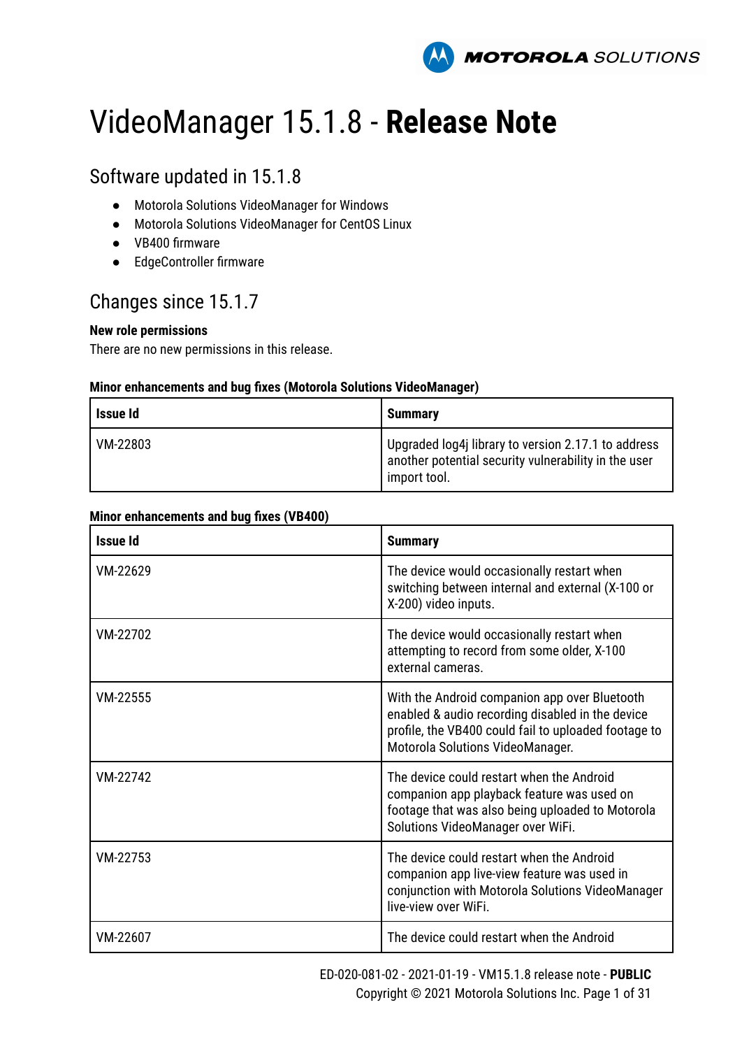# VideoManager 15.1.8 - **Release Note**

## Software updated in 15.1.8

- Motorola Solutions VideoManager for Windows
- Motorola Solutions VideoManager for CentOS Linux
- VB400 firmware
- EdgeController firmware

## Changes since 15.1.7

**New role permissions**

There are no new permissions in this release.

**Minor enhancements and bug fixes (Motorola Solutions VideoManager)**

| Issue Id | Summary |
|---|---|
| VM-22803 | Upgraded log4j library to version 2.17.1 to address another potential security vulnerability in the user import tool. |

**Minor enhancements and bug fixes (VB400)**

| Issue Id | Summary |
|---|---|
| VM-22629 | The device would occasionally restart when switching between internal and external (X-100 or X-200) video inputs. |
| VM-22702 | The device would occasionally restart when attempting to record from some older, X-100 external cameras. |
| VM-22555 | With the Android companion app over Bluetooth enabled & audio recording disabled in the device profile, the VB400 could fail to uploaded footage to Motorola Solutions VideoManager. |
| VM-22742 | The device could restart when the Android companion app playback feature was used on footage that was also being uploaded to Motorola Solutions VideoManager over WiFi. |
| VM-22753 | The device could restart when the Android companion app live-view feature was used in conjunction with Motorola Solutions VideoManager live-view over WiFi. |
| VM-22607 | The device could restart when the Android |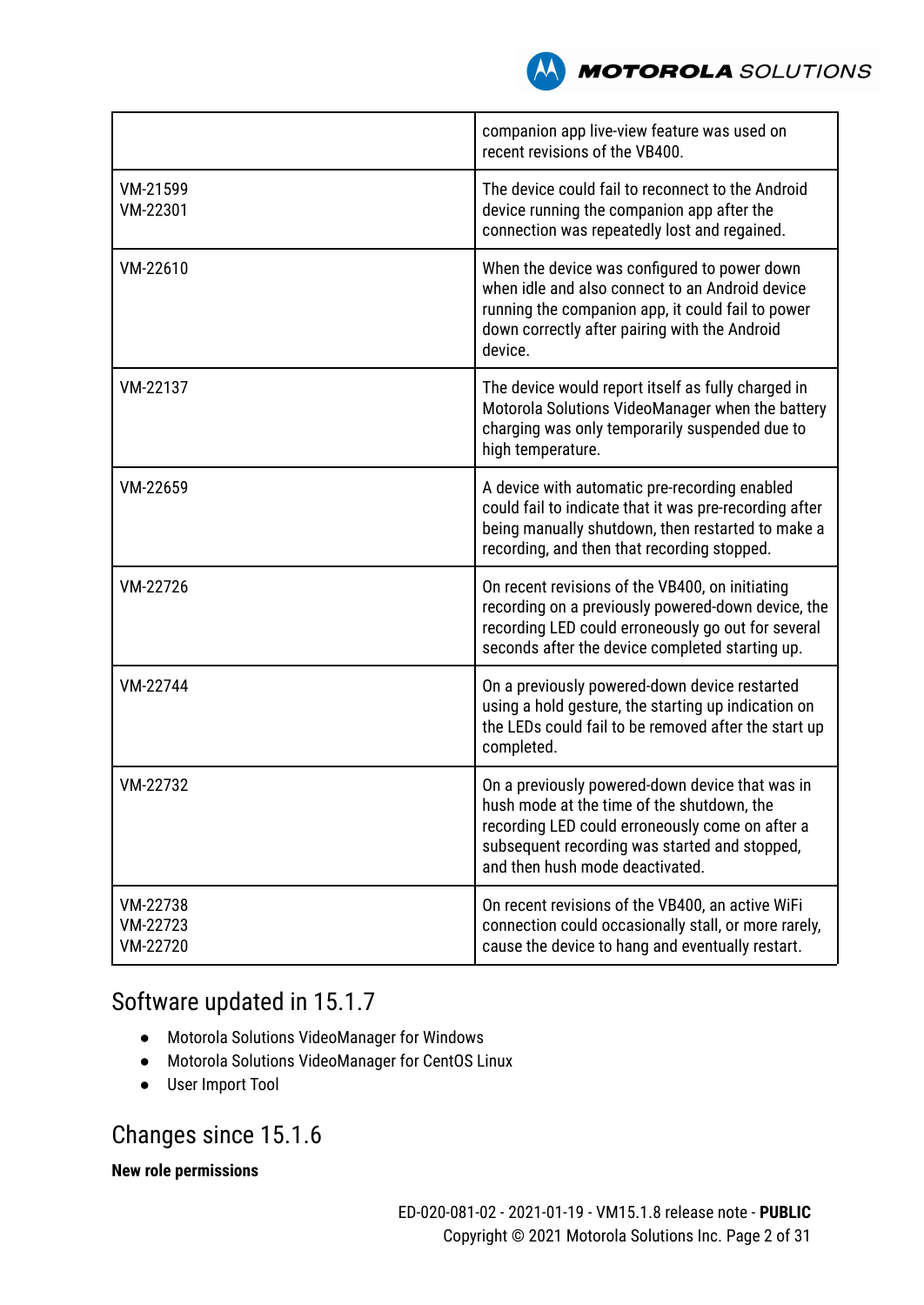| | |
|---|---|
| | companion app live-view feature was used on recent revisions of the VB400. |
| VM-21599<br>VM-22301 | The device could fail to reconnect to the Android device running the companion app after the connection was repeatedly lost and regained. |
| VM-22610 | When the device was configured to power down when idle and also connect to an Android device running the companion app, it could fail to power down correctly after pairing with the Android device. |
| VM-22137 | The device would report itself as fully charged in Motorola Solutions VideoManager when the battery charging was only temporarily suspended due to high temperature. |
| VM-22659 | A device with automatic pre-recording enabled could fail to indicate that it was pre-recording after being manually shutdown, then restarted to make a recording, and then that recording stopped. |
| VM-22726 | On recent revisions of the VB400, on initiating recording on a previously powered-down device, the recording LED could erroneously go out for several seconds after the device completed starting up. |
| VM-22744 | On a previously powered-down device restarted using a hold gesture, the starting up indication on the LEDs could fail to be removed after the start up completed. |
| VM-22732 | On a previously powered-down device that was in hush mode at the time of the shutdown, the recording LED could erroneously come on after a subsequent recording was started and stopped, and then hush mode deactivated. |
| VM-22738<br>VM-22723<br>VM-22720 | On recent revisions of the VB400, an active WiFi connection could occasionally stall, or more rarely, cause the device to hang and eventually restart. |

## Software updated in 15.1.7

- Motorola Solutions VideoManager for Windows
- Motorola Solutions VideoManager for CentOS Linux
- User Import Tool

## Changes since 15.1.6

**New role permissions**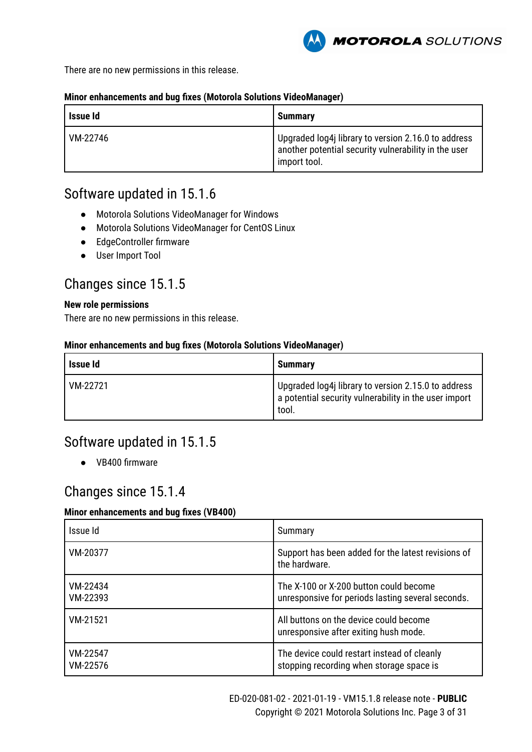There are no new permissions in this release.

**Minor enhancements and bug fixes (Motorola Solutions VideoManager)**

| Issue Id | Summary |
|---|---|
| VM-22746 | Upgraded log4j library to version 2.16.0 to address another potential security vulnerability in the user import tool. |

## Software updated in 15.1.6

- Motorola Solutions VideoManager for Windows
- Motorola Solutions VideoManager for CentOS Linux
- EdgeController firmware
- User Import Tool

## Changes since 15.1.5

**New role permissions**

There are no new permissions in this release.

**Minor enhancements and bug fixes (Motorola Solutions VideoManager)**

| Issue Id | Summary |
|---|---|
| VM-22721 | Upgraded log4j library to version 2.15.0 to address a potential security vulnerability in the user import tool. |

## Software updated in 15.1.5

- VB400 firmware

## Changes since 15.1.4

**Minor enhancements and bug fixes (VB400)**

| Issue Id | Summary |
|---|---|
| VM-20377 | Support has been added for the latest revisions of the hardware. |
| VM-22434<br>VM-22393 | The X-100 or X-200 button could become unresponsive for periods lasting several seconds. |
| VM-21521 | All buttons on the device could become unresponsive after exiting hush mode. |
| VM-22547<br>VM-22576 | The device could restart instead of cleanly stopping recording when storage space is |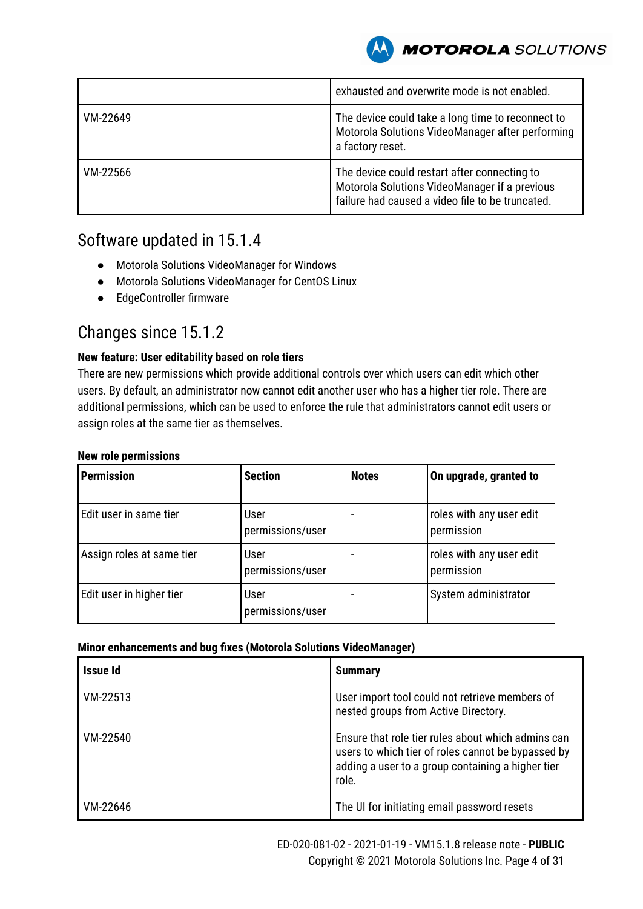| | |
|---|---|
| | exhausted and overwrite mode is not enabled. |
| VM-22649 | The device could take a long time to reconnect to Motorola Solutions VideoManager after performing a factory reset. |
| VM-22566 | The device could restart after connecting to Motorola Solutions VideoManager if a previous failure had caused a video file to be truncated. |

## Software updated in 15.1.4

- Motorola Solutions VideoManager for Windows
- Motorola Solutions VideoManager for CentOS Linux
- EdgeController firmware

## Changes since 15.1.2

**New feature: User editability based on role tiers**

There are new permissions which provide additional controls over which users can edit which other users. By default, an administrator now cannot edit another user who has a higher tier role. There are additional permissions, which can be used to enforce the rule that administrators cannot edit users or assign roles at the same tier as themselves.

**New role permissions**

| Permission | Section | Notes | On upgrade, granted to |
|---|---|---|---|
| Edit user in same tier | User permissions/user | - | roles with any user edit permission |
| Assign roles at same tier | User permissions/user | - | roles with any user edit permission |
| Edit user in higher tier | User permissions/user | - | System administrator |

**Minor enhancements and bug fixes (Motorola Solutions VideoManager)**

| Issue Id | Summary |
|---|---|
| VM-22513 | User import tool could not retrieve members of nested groups from Active Directory. |
| VM-22540 | Ensure that role tier rules about which admins can users to which tier of roles cannot be bypassed by adding a user to a group containing a higher tier role. |
| VM-22646 | The UI for initiating email password resets |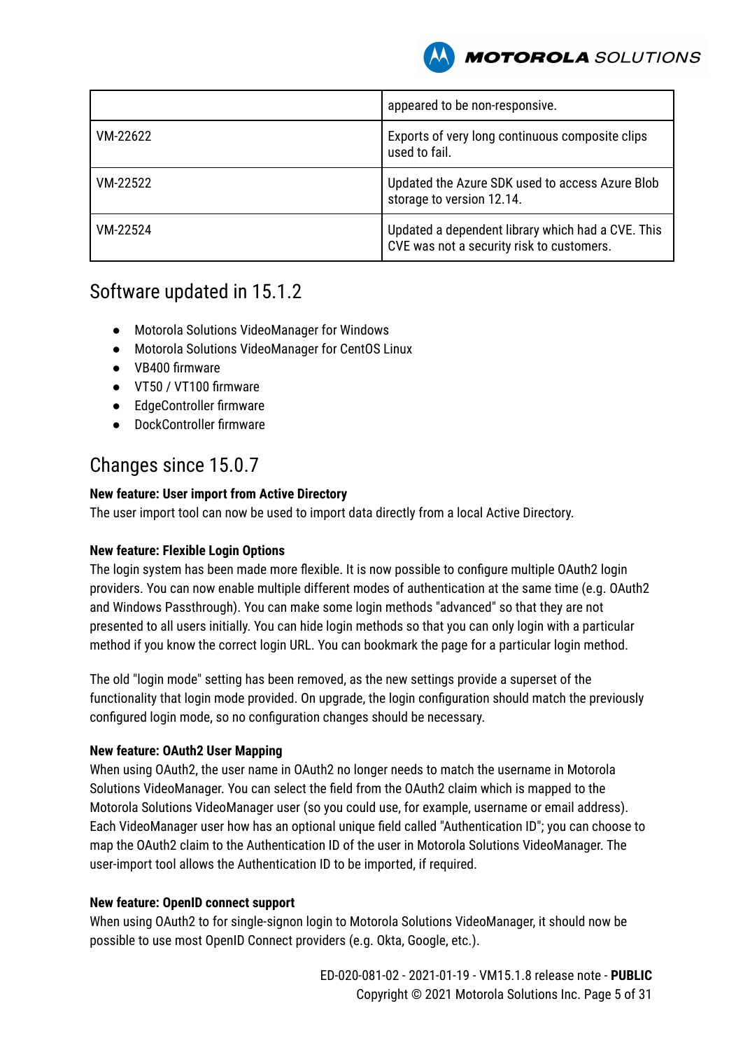| | |
|---|---|
| | appeared to be non-responsive. |
| VM-22622 | Exports of very long continuous composite clips used to fail. |
| VM-22522 | Updated the Azure SDK used to access Azure Blob storage to version 12.14. |
| VM-22524 | Updated a dependent library which had a CVE. This CVE was not a security risk to customers. |

## Software updated in 15.1.2

- Motorola Solutions VideoManager for Windows
- Motorola Solutions VideoManager for CentOS Linux
- VB400 firmware
- VT50 / VT100 firmware
- EdgeController firmware
- DockController firmware

## Changes since 15.0.7

**New feature: User import from Active Directory**
The user import tool can now be used to import data directly from a local Active Directory.

**New feature: Flexible Login Options**
The login system has been made more flexible. It is now possible to configure multiple OAuth2 login providers. You can now enable multiple different modes of authentication at the same time (e.g. OAuth2 and Windows Passthrough). You can make some login methods "advanced" so that they are not presented to all users initially. You can hide login methods so that you can only login with a particular method if you know the correct login URL. You can bookmark the page for a particular login method.

The old "login mode" setting has been removed, as the new settings provide a superset of the functionality that login mode provided. On upgrade, the login configuration should match the previously configured login mode, so no configuration changes should be necessary.

**New feature: OAuth2 User Mapping**
When using OAuth2, the user name in OAuth2 no longer needs to match the username in Motorola Solutions VideoManager. You can select the field from the OAuth2 claim which is mapped to the Motorola Solutions VideoManager user (so you could use, for example, username or email address). Each VideoManager user how has an optional unique field called "Authentication ID"; you can choose to map the OAuth2 claim to the Authentication ID of the user in Motorola Solutions VideoManager. The user-import tool allows the Authentication ID to be imported, if required.

**New feature: OpenID connect support**
When using OAuth2 to for single-signon login to Motorola Solutions VideoManager, it should now be possible to use most OpenID Connect providers (e.g. Okta, Google, etc.).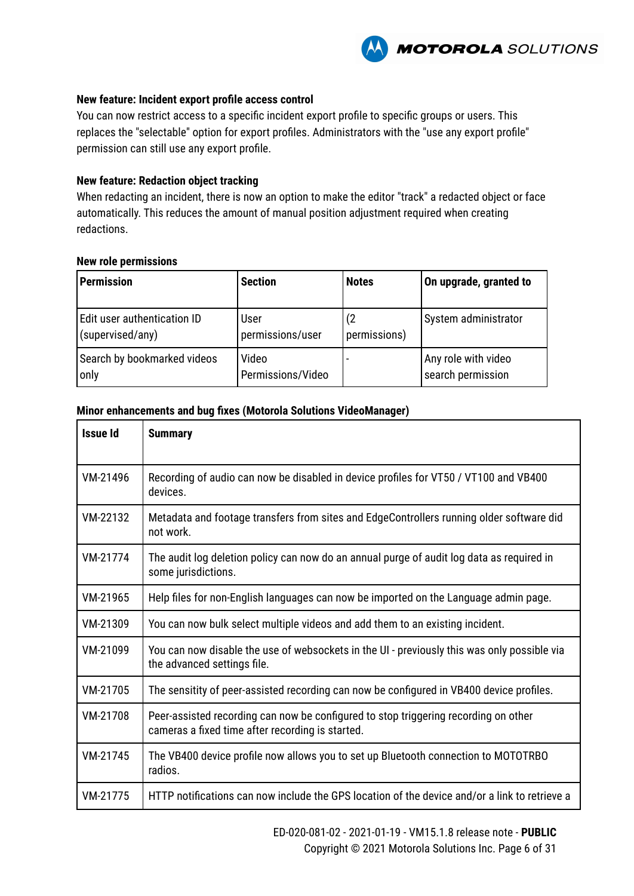**New feature: Incident export profile access control**

You can now restrict access to a specific incident export profile to specific groups or users. This replaces the "selectable" option for export profiles. Administrators with the "use any export profile" permission can still use any export profile.

**New feature: Redaction object tracking**

When redacting an incident, there is now an option to make the editor "track" a redacted object or face automatically. This reduces the amount of manual position adjustment required when creating redactions.

**New role permissions**

| Permission | Section | Notes | On upgrade, granted to |
|---|---|---|---|
| Edit user authentication ID (supervised/any) | User permissions/user | (2 permissions) | System administrator |
| Search by bookmarked videos only | Video Permissions/Video | - | Any role with video search permission |

**Minor enhancements and bug fixes (Motorola Solutions VideoManager)**

| Issue Id | Summary |
|---|---|
| VM-21496 | Recording of audio can now be disabled in device profiles for VT50 / VT100 and VB400 devices. |
| VM-22132 | Metadata and footage transfers from sites and EdgeControllers running older software did not work. |
| VM-21774 | The audit log deletion policy can now do an annual purge of audit log data as required in some jurisdictions. |
| VM-21965 | Help files for non-English languages can now be imported on the Language admin page. |
| VM-21309 | You can now bulk select multiple videos and add them to an existing incident. |
| VM-21099 | You can now disable the use of websockets in the UI - previously this was only possible via the advanced settings file. |
| VM-21705 | The sensitity of peer-assisted recording can now be configured in VB400 device profiles. |
| VM-21708 | Peer-assisted recording can now be configured to stop triggering recording on other cameras a fixed time after recording is started. |
| VM-21745 | The VB400 device profile now allows you to set up Bluetooth connection to MOTOTRBO radios. |
| VM-21775 | HTTP notifications can now include the GPS location of the device and/or a link to retrieve a |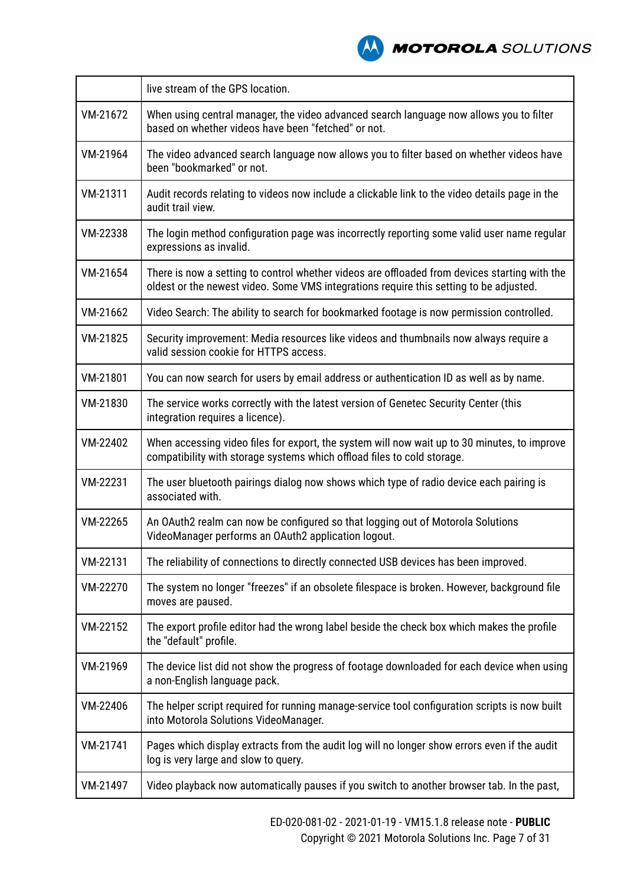| | |
|---|---|
| | live stream of the GPS location. |
| VM-21672 | When using central manager, the video advanced search language now allows you to filter based on whether videos have been "fetched" or not. |
| VM-21964 | The video advanced search language now allows you to filter based on whether videos have been "bookmarked" or not. |
| VM-21311 | Audit records relating to videos now include a clickable link to the video details page in the audit trail view. |
| VM-22338 | The login method configuration page was incorrectly reporting some valid user name regular expressions as invalid. |
| VM-21654 | There is now a setting to control whether videos are offloaded from devices starting with the oldest or the newest video. Some VMS integrations require this setting to be adjusted. |
| VM-21662 | Video Search: The ability to search for bookmarked footage is now permission controlled. |
| VM-21825 | Security improvement: Media resources like videos and thumbnails now always require a valid session cookie for HTTPS access. |
| VM-21801 | You can now search for users by email address or authentication ID as well as by name. |
| VM-21830 | The service works correctly with the latest version of Genetec Security Center (this integration requires a licence). |
| VM-22402 | When accessing video files for export, the system will now wait up to 30 minutes, to improve compatibility with storage systems which offload files to cold storage. |
| VM-22231 | The user bluetooth pairings dialog now shows which type of radio device each pairing is associated with. |
| VM-22265 | An OAuth2 realm can now be configured so that logging out of Motorola Solutions VideoManager performs an OAuth2 application logout. |
| VM-22131 | The reliability of connections to directly connected USB devices has been improved. |
| VM-22270 | The system no longer "freezes" if an obsolete filespace is broken. However, background file moves are paused. |
| VM-22152 | The export profile editor had the wrong label beside the check box which makes the profile the "default" profile. |
| VM-21969 | The device list did not show the progress of footage downloaded for each device when using a non-English language pack. |
| VM-22406 | The helper script required for running manage-service tool configuration scripts is now built into Motorola Solutions VideoManager. |
| VM-21741 | Pages which display extracts from the audit log will no longer show errors even if the audit log is very large and slow to query. |
| VM-21497 | Video playback now automatically pauses if you switch to another browser tab. In the past, |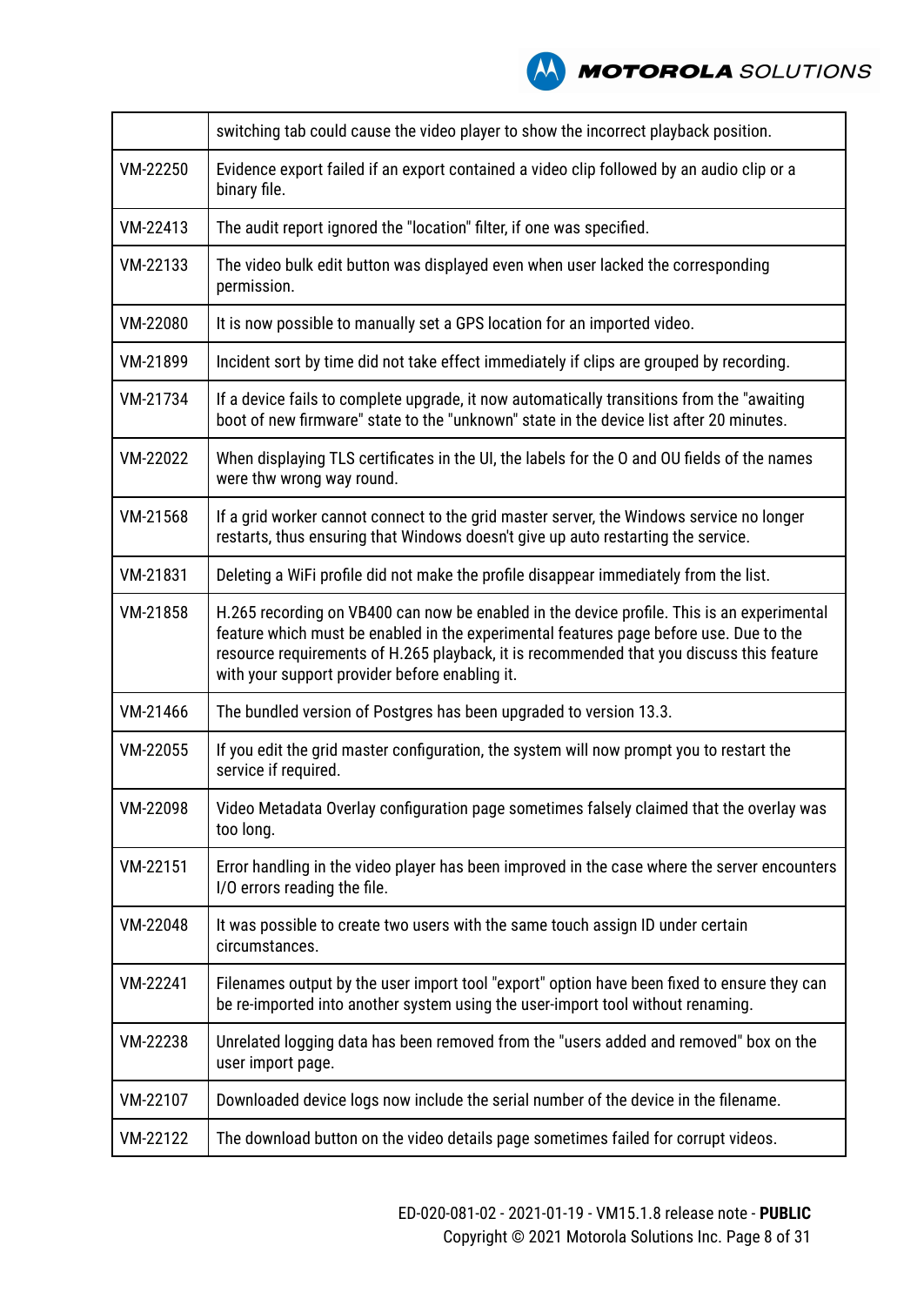| | |
|---|---|
| | switching tab could cause the video player to show the incorrect playback position. |
| VM-22250 | Evidence export failed if an export contained a video clip followed by an audio clip or a binary file. |
| VM-22413 | The audit report ignored the "location" filter, if one was specified. |
| VM-22133 | The video bulk edit button was displayed even when user lacked the corresponding permission. |
| VM-22080 | It is now possible to manually set a GPS location for an imported video. |
| VM-21899 | Incident sort by time did not take effect immediately if clips are grouped by recording. |
| VM-21734 | If a device fails to complete upgrade, it now automatically transitions from the "awaiting boot of new firmware" state to the "unknown" state in the device list after 20 minutes. |
| VM-22022 | When displaying TLS certificates in the UI, the labels for the O and OU fields of the names were thw wrong way round. |
| VM-21568 | If a grid worker cannot connect to the grid master server, the Windows service no longer restarts, thus ensuring that Windows doesn't give up auto restarting the service. |
| VM-21831 | Deleting a WiFi profile did not make the profile disappear immediately from the list. |
| VM-21858 | H.265 recording on VB400 can now be enabled in the device profile. This is an experimental feature which must be enabled in the experimental features page before use. Due to the resource requirements of H.265 playback, it is recommended that you discuss this feature with your support provider before enabling it. |
| VM-21466 | The bundled version of Postgres has been upgraded to version 13.3. |
| VM-22055 | If you edit the grid master configuration, the system will now prompt you to restart the service if required. |
| VM-22098 | Video Metadata Overlay configuration page sometimes falsely claimed that the overlay was too long. |
| VM-22151 | Error handling in the video player has been improved in the case where the server encounters I/O errors reading the file. |
| VM-22048 | It was possible to create two users with the same touch assign ID under certain circumstances. |
| VM-22241 | Filenames output by the user import tool "export" option have been fixed to ensure they can be re-imported into another system using the user-import tool without renaming. |
| VM-22238 | Unrelated logging data has been removed from the "users added and removed" box on the user import page. |
| VM-22107 | Downloaded device logs now include the serial number of the device in the filename. |
| VM-22122 | The download button on the video details page sometimes failed for corrupt videos. |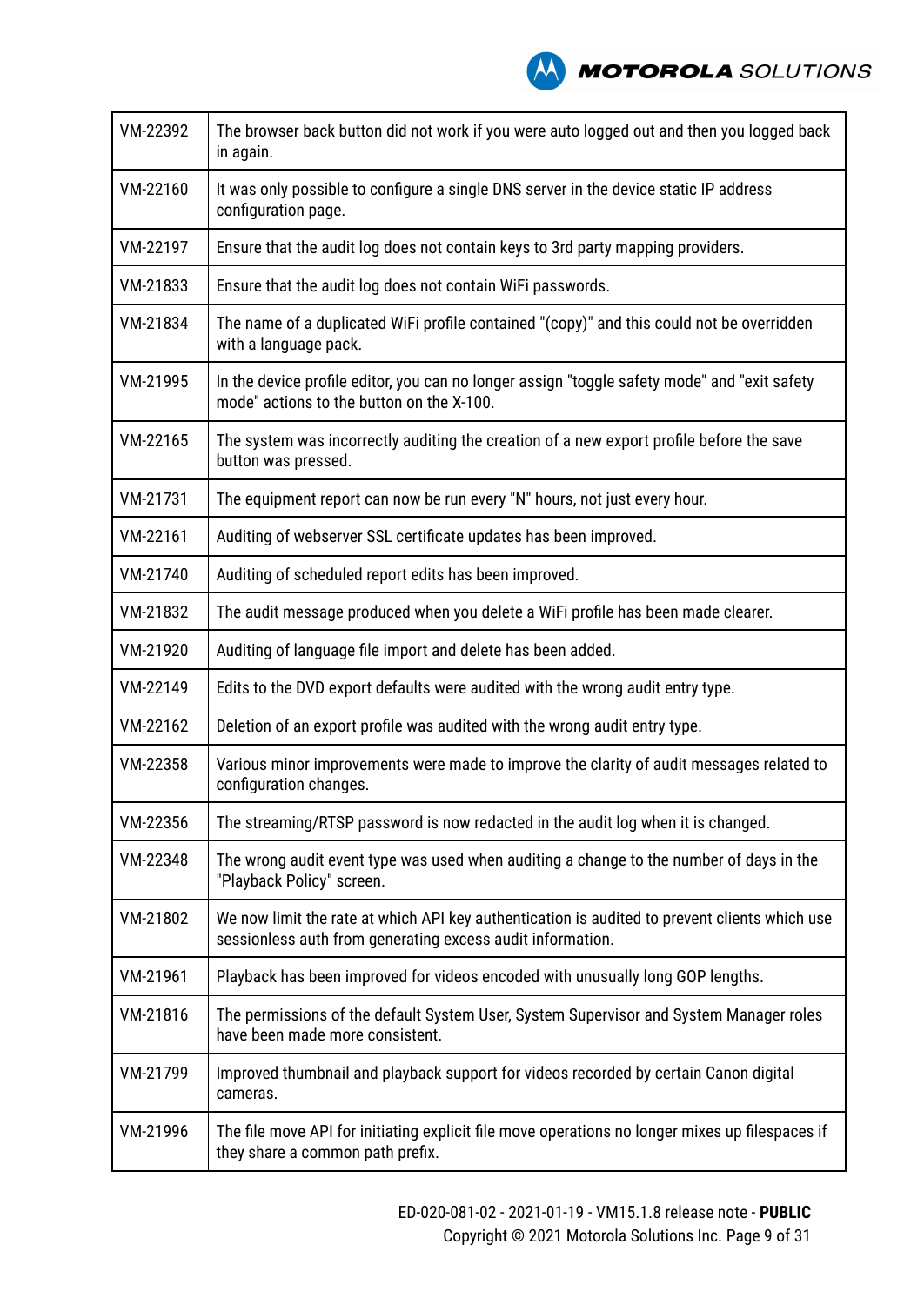| | |
|---|---|
| VM-22392 | The browser back button did not work if you were auto logged out and then you logged back in again. |
| VM-22160 | It was only possible to configure a single DNS server in the device static IP address configuration page. |
| VM-22197 | Ensure that the audit log does not contain keys to 3rd party mapping providers. |
| VM-21833 | Ensure that the audit log does not contain WiFi passwords. |
| VM-21834 | The name of a duplicated WiFi profile contained "(copy)" and this could not be overridden with a language pack. |
| VM-21995 | In the device profile editor, you can no longer assign "toggle safety mode" and "exit safety mode" actions to the button on the X-100. |
| VM-22165 | The system was incorrectly auditing the creation of a new export profile before the save button was pressed. |
| VM-21731 | The equipment report can now be run every "N" hours, not just every hour. |
| VM-22161 | Auditing of webserver SSL certificate updates has been improved. |
| VM-21740 | Auditing of scheduled report edits has been improved. |
| VM-21832 | The audit message produced when you delete a WiFi profile has been made clearer. |
| VM-21920 | Auditing of language file import and delete has been added. |
| VM-22149 | Edits to the DVD export defaults were audited with the wrong audit entry type. |
| VM-22162 | Deletion of an export profile was audited with the wrong audit entry type. |
| VM-22358 | Various minor improvements were made to improve the clarity of audit messages related to configuration changes. |
| VM-22356 | The streaming/RTSP password is now redacted in the audit log when it is changed. |
| VM-22348 | The wrong audit event type was used when auditing a change to the number of days in the "Playback Policy" screen. |
| VM-21802 | We now limit the rate at which API key authentication is audited to prevent clients which use sessionless auth from generating excess audit information. |
| VM-21961 | Playback has been improved for videos encoded with unusually long GOP lengths. |
| VM-21816 | The permissions of the default System User, System Supervisor and System Manager roles have been made more consistent. |
| VM-21799 | Improved thumbnail and playback support for videos recorded by certain Canon digital cameras. |
| VM-21996 | The file move API for initiating explicit file move operations no longer mixes up filespaces if they share a common path prefix. |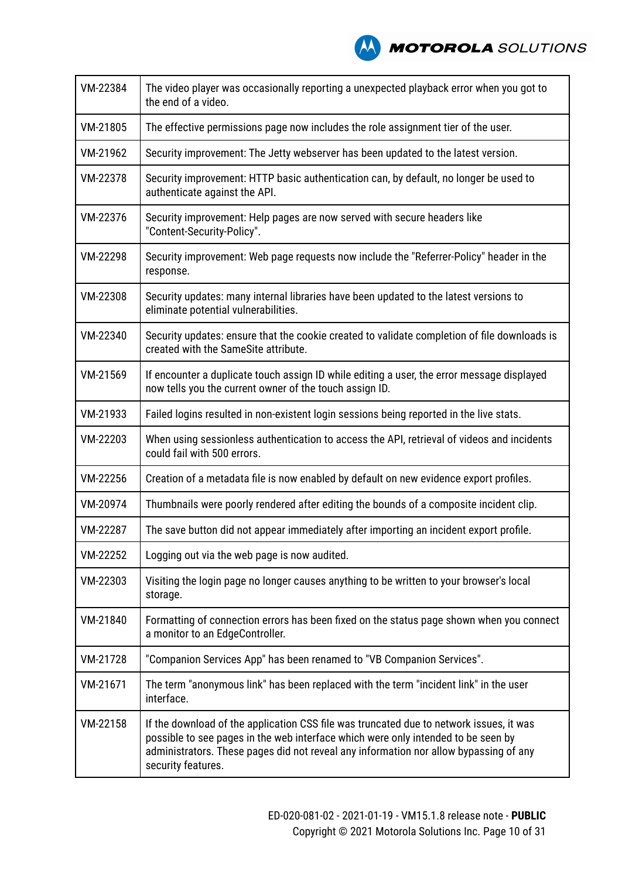| | |
|---|---|
| VM-22384 | The video player was occasionally reporting a unexpected playback error when you got to the end of a video. |
| VM-21805 | The effective permissions page now includes the role assignment tier of the user. |
| VM-21962 | Security improvement: The Jetty webserver has been updated to the latest version. |
| VM-22378 | Security improvement: HTTP basic authentication can, by default, no longer be used to authenticate against the API. |
| VM-22376 | Security improvement: Help pages are now served with secure headers like "Content-Security-Policy". |
| VM-22298 | Security improvement: Web page requests now include the "Referrer-Policy" header in the response. |
| VM-22308 | Security updates: many internal libraries have been updated to the latest versions to eliminate potential vulnerabilities. |
| VM-22340 | Security updates: ensure that the cookie created to validate completion of file downloads is created with the SameSite attribute. |
| VM-21569 | If encounter a duplicate touch assign ID while editing a user, the error message displayed now tells you the current owner of the touch assign ID. |
| VM-21933 | Failed logins resulted in non-existent login sessions being reported in the live stats. |
| VM-22203 | When using sessionless authentication to access the API, retrieval of videos and incidents could fail with 500 errors. |
| VM-22256 | Creation of a metadata file is now enabled by default on new evidence export profiles. |
| VM-20974 | Thumbnails were poorly rendered after editing the bounds of a composite incident clip. |
| VM-22287 | The save button did not appear immediately after importing an incident export profile. |
| VM-22252 | Logging out via the web page is now audited. |
| VM-22303 | Visiting the login page no longer causes anything to be written to your browser's local storage. |
| VM-21840 | Formatting of connection errors has been fixed on the status page shown when you connect a monitor to an EdgeController. |
| VM-21728 | "Companion Services App" has been renamed to "VB Companion Services". |
| VM-21671 | The term "anonymous link" has been replaced with the term "incident link" in the user interface. |
| VM-22158 | If the download of the application CSS file was truncated due to network issues, it was possible to see pages in the web interface which were only intended to be seen by administrators. These pages did not reveal any information nor allow bypassing of any security features. |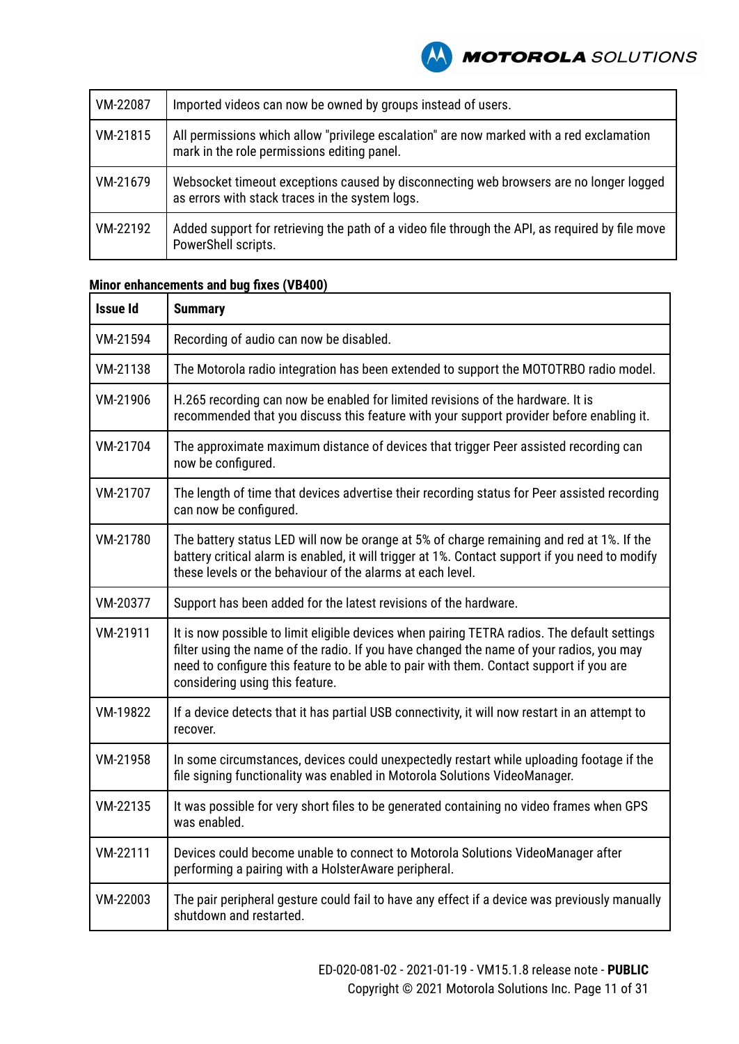| | |
|---|---|
| VM-22087 | Imported videos can now be owned by groups instead of users. |
| VM-21815 | All permissions which allow "privilege escalation" are now marked with a red exclamation mark in the role permissions editing panel. |
| VM-21679 | Websocket timeout exceptions caused by disconnecting web browsers are no longer logged as errors with stack traces in the system logs. |
| VM-22192 | Added support for retrieving the path of a video file through the API, as required by file move PowerShell scripts. |

**Minor enhancements and bug fixes (VB400)**

| Issue Id | Summary |
|---|---|
| VM-21594 | Recording of audio can now be disabled. |
| VM-21138 | The Motorola radio integration has been extended to support the MOTOTRBO radio model. |
| VM-21906 | H.265 recording can now be enabled for limited revisions of the hardware. It is recommended that you discuss this feature with your support provider before enabling it. |
| VM-21704 | The approximate maximum distance of devices that trigger Peer assisted recording can now be configured. |
| VM-21707 | The length of time that devices advertise their recording status for Peer assisted recording can now be configured. |
| VM-21780 | The battery status LED will now be orange at 5% of charge remaining and red at 1%. If the battery critical alarm is enabled, it will trigger at 1%. Contact support if you need to modify these levels or the behaviour of the alarms at each level. |
| VM-20377 | Support has been added for the latest revisions of the hardware. |
| VM-21911 | It is now possible to limit eligible devices when pairing TETRA radios. The default settings filter using the name of the radio. If you have changed the name of your radios, you may need to configure this feature to be able to pair with them. Contact support if you are considering using this feature. |
| VM-19822 | If a device detects that it has partial USB connectivity, it will now restart in an attempt to recover. |
| VM-21958 | In some circumstances, devices could unexpectedly restart while uploading footage if the file signing functionality was enabled in Motorola Solutions VideoManager. |
| VM-22135 | It was possible for very short files to be generated containing no video frames when GPS was enabled. |
| VM-22111 | Devices could become unable to connect to Motorola Solutions VideoManager after performing a pairing with a HolsterAware peripheral. |
| VM-22003 | The pair peripheral gesture could fail to have any effect if a device was previously manually shutdown and restarted. |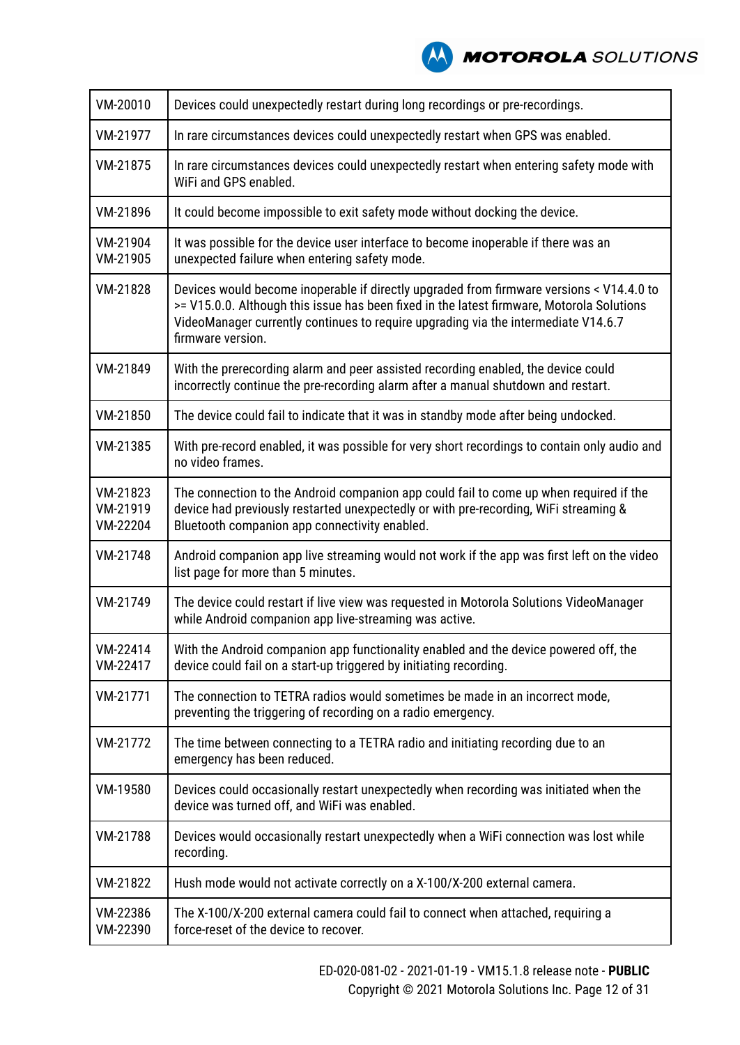| | |
|---|---|
| VM-20010 | Devices could unexpectedly restart during long recordings or pre-recordings. |
| VM-21977 | In rare circumstances devices could unexpectedly restart when GPS was enabled. |
| VM-21875 | In rare circumstances devices could unexpectedly restart when entering safety mode with WiFi and GPS enabled. |
| VM-21896 | It could become impossible to exit safety mode without docking the device. |
| VM-21904<br>VM-21905 | It was possible for the device user interface to become inoperable if there was an unexpected failure when entering safety mode. |
| VM-21828 | Devices would become inoperable if directly upgraded from firmware versions < V14.4.0 to >= V15.0.0. Although this issue has been fixed in the latest firmware, Motorola Solutions VideoManager currently continues to require upgrading via the intermediate V14.6.7 firmware version. |
| VM-21849 | With the prerecording alarm and peer assisted recording enabled, the device could incorrectly continue the pre-recording alarm after a manual shutdown and restart. |
| VM-21850 | The device could fail to indicate that it was in standby mode after being undocked. |
| VM-21385 | With pre-record enabled, it was possible for very short recordings to contain only audio and no video frames. |
| VM-21823<br>VM-21919<br>VM-22204 | The connection to the Android companion app could fail to come up when required if the device had previously restarted unexpectedly or with pre-recording, WiFi streaming & Bluetooth companion app connectivity enabled. |
| VM-21748 | Android companion app live streaming would not work if the app was first left on the video list page for more than 5 minutes. |
| VM-21749 | The device could restart if live view was requested in Motorola Solutions VideoManager while Android companion app live-streaming was active. |
| VM-22414<br>VM-22417 | With the Android companion app functionality enabled and the device powered off, the device could fail on a start-up triggered by initiating recording. |
| VM-21771 | The connection to TETRA radios would sometimes be made in an incorrect mode, preventing the triggering of recording on a radio emergency. |
| VM-21772 | The time between connecting to a TETRA radio and initiating recording due to an emergency has been reduced. |
| VM-19580 | Devices could occasionally restart unexpectedly when recording was initiated when the device was turned off, and WiFi was enabled. |
| VM-21788 | Devices would occasionally restart unexpectedly when a WiFi connection was lost while recording. |
| VM-21822 | Hush mode would not activate correctly on a X-100/X-200 external camera. |
| VM-22386<br>VM-22390 | The X-100/X-200 external camera could fail to connect when attached, requiring a force-reset of the device to recover. |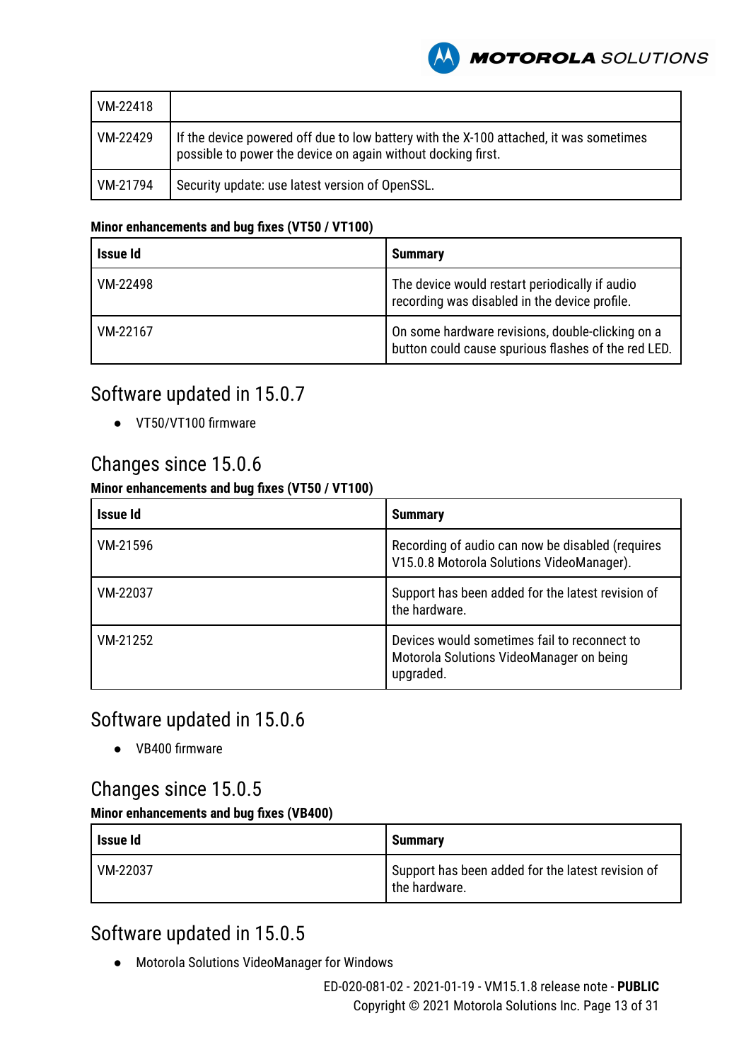| VM-22418 | |
|---|---|
| VM-22429 | If the device powered off due to low battery with the X-100 attached, it was sometimes possible to power the device on again without docking first. |
| VM-21794 | Security update: use latest version of OpenSSL. |

**Minor enhancements and bug fixes (VT50 / VT100)**

| Issue Id | Summary |
|---|---|
| VM-22498 | The device would restart periodically if audio recording was disabled in the device profile. |
| VM-22167 | On some hardware revisions, double-clicking on a button could cause spurious flashes of the red LED. |

## Software updated in 15.0.7

- VT50/VT100 firmware

## Changes since 15.0.6

**Minor enhancements and bug fixes (VT50 / VT100)**

| Issue Id | Summary |
|---|---|
| VM-21596 | Recording of audio can now be disabled (requires V15.0.8 Motorola Solutions VideoManager). |
| VM-22037 | Support has been added for the latest revision of the hardware. |
| VM-21252 | Devices would sometimes fail to reconnect to Motorola Solutions VideoManager on being upgraded. |

## Software updated in 15.0.6

- VB400 firmware

## Changes since 15.0.5

**Minor enhancements and bug fixes (VB400)**

| Issue Id | Summary |
|---|---|
| VM-22037 | Support has been added for the latest revision of the hardware. |

## Software updated in 15.0.5

- Motorola Solutions VideoManager for Windows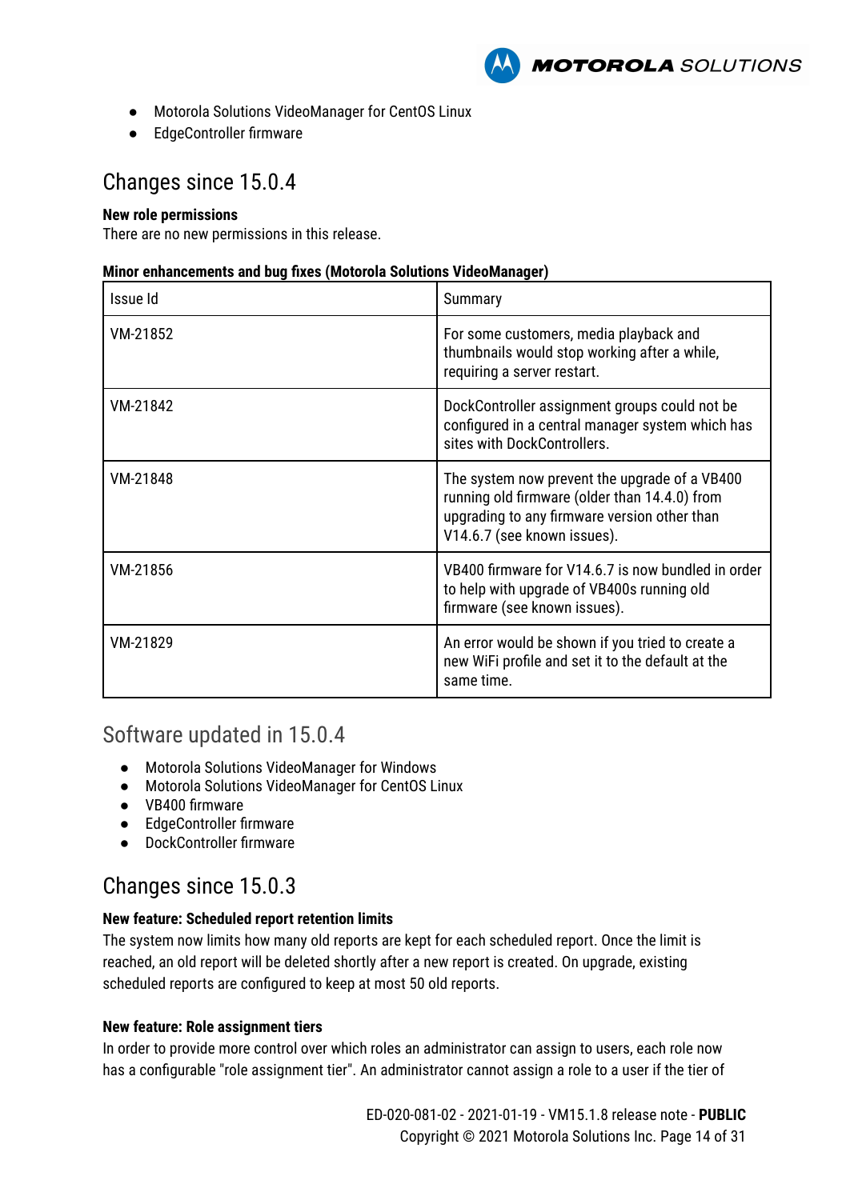- Motorola Solutions VideoManager for CentOS Linux
- EdgeController firmware

## Changes since 15.0.4

**New role permissions**

There are no new permissions in this release.

**Minor enhancements and bug fixes (Motorola Solutions VideoManager)**

| Issue Id | Summary |
|---|---|
| VM-21852 | For some customers, media playback and thumbnails would stop working after a while, requiring a server restart. |
| VM-21842 | DockController assignment groups could not be configured in a central manager system which has sites with DockControllers. |
| VM-21848 | The system now prevent the upgrade of a VB400 running old firmware (older than 14.4.0) from upgrading to any firmware version other than V14.6.7 (see known issues). |
| VM-21856 | VB400 firmware for V14.6.7 is now bundled in order to help with upgrade of VB400s running old firmware (see known issues). |
| VM-21829 | An error would be shown if you tried to create a new WiFi profile and set it to the default at the same time. |

## Software updated in 15.0.4

- Motorola Solutions VideoManager for Windows
- Motorola Solutions VideoManager for CentOS Linux
- VB400 firmware
- EdgeController firmware
- DockController firmware

## Changes since 15.0.3

**New feature: Scheduled report retention limits**

The system now limits how many old reports are kept for each scheduled report. Once the limit is reached, an old report will be deleted shortly after a new report is created. On upgrade, existing scheduled reports are configured to keep at most 50 old reports.

**New feature: Role assignment tiers**

In order to provide more control over which roles an administrator can assign to users, each role now has a configurable "role assignment tier". An administrator cannot assign a role to a user if the tier of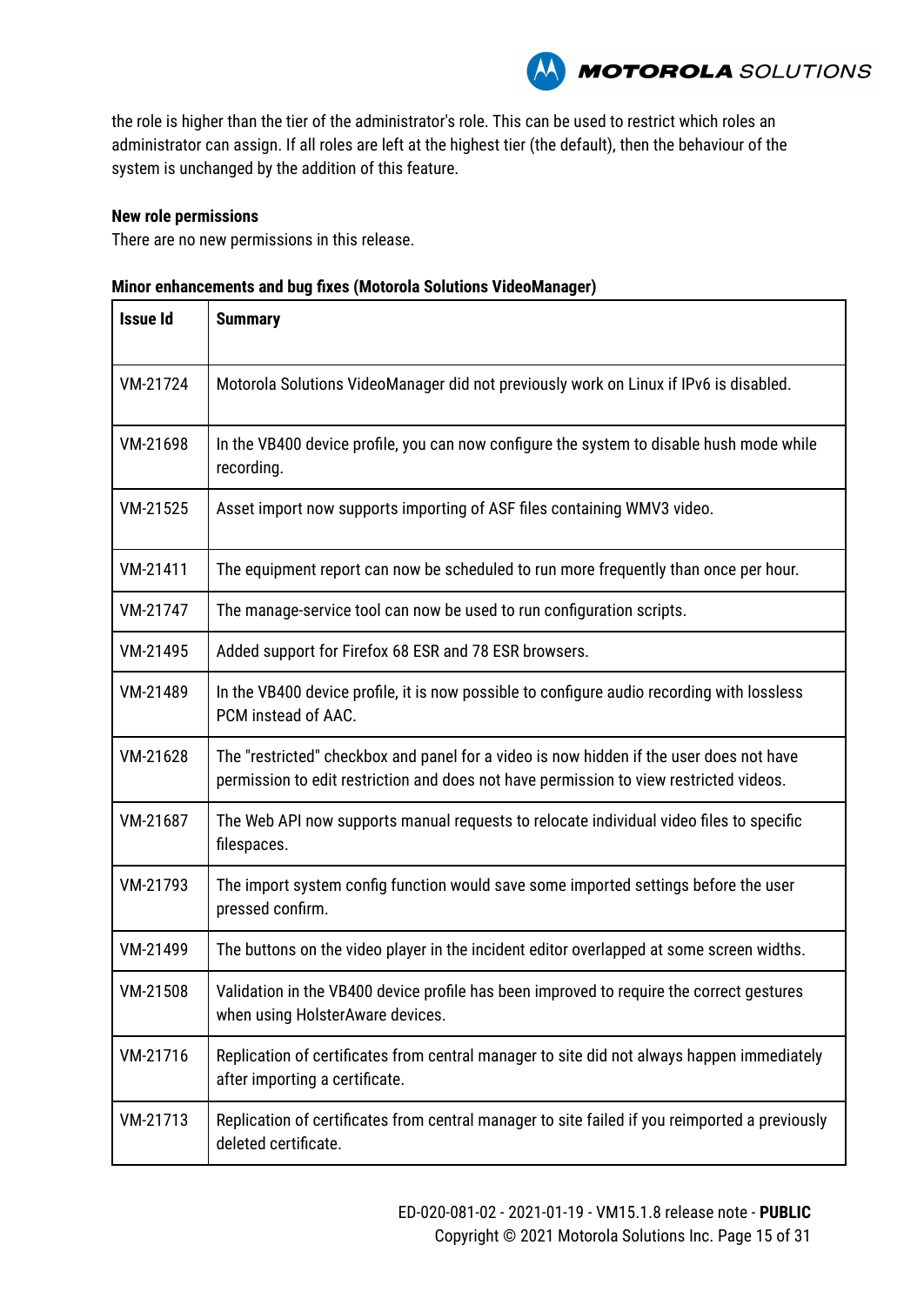the role is higher than the tier of the administrator's role. This can be used to restrict which roles an administrator can assign. If all roles are left at the highest tier (the default), then the behaviour of the system is unchanged by the addition of this feature.

**New role permissions**

There are no new permissions in this release.

**Minor enhancements and bug fixes (Motorola Solutions VideoManager)**

| Issue Id | Summary |
|---|---|
| VM-21724 | Motorola Solutions VideoManager did not previously work on Linux if IPv6 is disabled. |
| VM-21698 | In the VB400 device profile, you can now configure the system to disable hush mode while recording. |
| VM-21525 | Asset import now supports importing of ASF files containing WMV3 video. |
| VM-21411 | The equipment report can now be scheduled to run more frequently than once per hour. |
| VM-21747 | The manage-service tool can now be used to run configuration scripts. |
| VM-21495 | Added support for Firefox 68 ESR and 78 ESR browsers. |
| VM-21489 | In the VB400 device profile, it is now possible to configure audio recording with lossless PCM instead of AAC. |
| VM-21628 | The "restricted" checkbox and panel for a video is now hidden if the user does not have permission to edit restriction and does not have permission to view restricted videos. |
| VM-21687 | The Web API now supports manual requests to relocate individual video files to specific filespaces. |
| VM-21793 | The import system config function would save some imported settings before the user pressed confirm. |
| VM-21499 | The buttons on the video player in the incident editor overlapped at some screen widths. |
| VM-21508 | Validation in the VB400 device profile has been improved to require the correct gestures when using HolsterAware devices. |
| VM-21716 | Replication of certificates from central manager to site did not always happen immediately after importing a certificate. |
| VM-21713 | Replication of certificates from central manager to site failed if you reimported a previously deleted certificate. |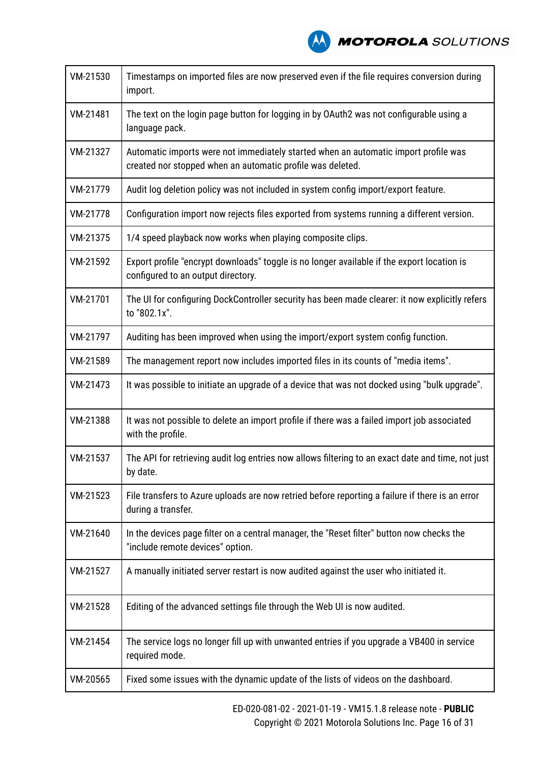| | |
|---|---|
| VM-21530 | Timestamps on imported files are now preserved even if the file requires conversion during import. |
| VM-21481 | The text on the login page button for logging in by OAuth2 was not configurable using a language pack. |
| VM-21327 | Automatic imports were not immediately started when an automatic import profile was created nor stopped when an automatic profile was deleted. |
| VM-21779 | Audit log deletion policy was not included in system config import/export feature. |
| VM-21778 | Configuration import now rejects files exported from systems running a different version. |
| VM-21375 | 1/4 speed playback now works when playing composite clips. |
| VM-21592 | Export profile "encrypt downloads" toggle is no longer available if the export location is configured to an output directory. |
| VM-21701 | The UI for configuring DockController security has been made clearer: it now explicitly refers to "802.1x". |
| VM-21797 | Auditing has been improved when using the import/export system config function. |
| VM-21589 | The management report now includes imported files in its counts of "media items". |
| VM-21473 | It was possible to initiate an upgrade of a device that was not docked using "bulk upgrade". |
| VM-21388 | It was not possible to delete an import profile if there was a failed import job associated with the profile. |
| VM-21537 | The API for retrieving audit log entries now allows filtering to an exact date and time, not just by date. |
| VM-21523 | File transfers to Azure uploads are now retried before reporting a failure if there is an error during a transfer. |
| VM-21640 | In the devices page filter on a central manager, the "Reset filter" button now checks the "include remote devices" option. |
| VM-21527 | A manually initiated server restart is now audited against the user who initiated it. |
| VM-21528 | Editing of the advanced settings file through the Web UI is now audited. |
| VM-21454 | The service logs no longer fill up with unwanted entries if you upgrade a VB400 in service required mode. |
| VM-20565 | Fixed some issues with the dynamic update of the lists of videos on the dashboard. |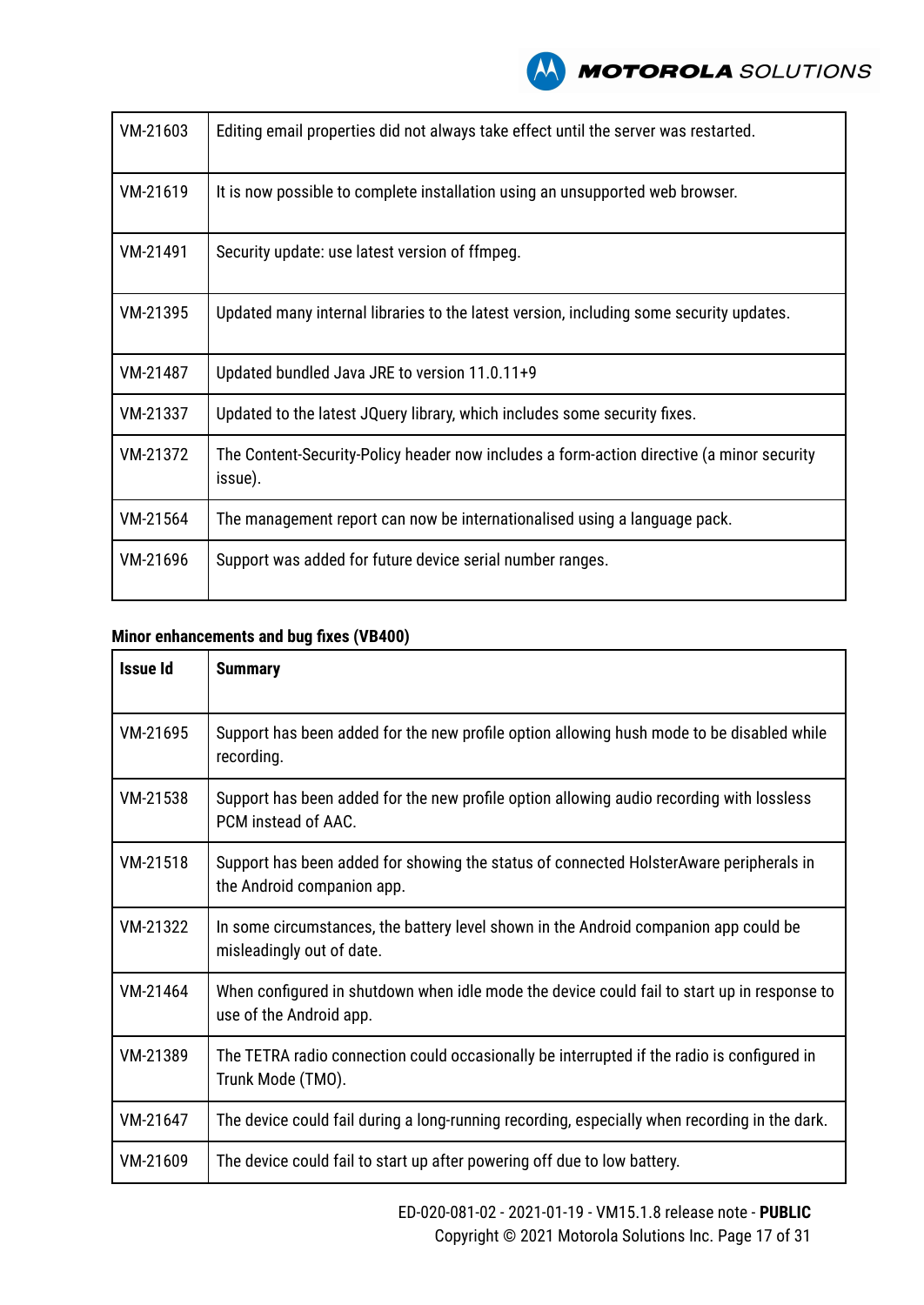| | |
|---|---|
| VM-21603 | Editing email properties did not always take effect until the server was restarted. |
| VM-21619 | It is now possible to complete installation using an unsupported web browser. |
| VM-21491 | Security update: use latest version of ffmpeg. |
| VM-21395 | Updated many internal libraries to the latest version, including some security updates. |
| VM-21487 | Updated bundled Java JRE to version 11.0.11+9 |
| VM-21337 | Updated to the latest JQuery library, which includes some security fixes. |
| VM-21372 | The Content-Security-Policy header now includes a form-action directive (a minor security issue). |
| VM-21564 | The management report can now be internationalised using a language pack. |
| VM-21696 | Support was added for future device serial number ranges. |

**Minor enhancements and bug fixes (VB400)**

| **Issue Id** | **Summary** |
|---|---|
| VM-21695 | Support has been added for the new profile option allowing hush mode to be disabled while recording. |
| VM-21538 | Support has been added for the new profile option allowing audio recording with lossless PCM instead of AAC. |
| VM-21518 | Support has been added for showing the status of connected HolsterAware peripherals in the Android companion app. |
| VM-21322 | In some circumstances, the battery level shown in the Android companion app could be misleadingly out of date. |
| VM-21464 | When configured in shutdown when idle mode the device could fail to start up in response to use of the Android app. |
| VM-21389 | The TETRA radio connection could occasionally be interrupted if the radio is configured in Trunk Mode (TMO). |
| VM-21647 | The device could fail during a long-running recording, especially when recording in the dark. |
| VM-21609 | The device could fail to start up after powering off due to low battery. |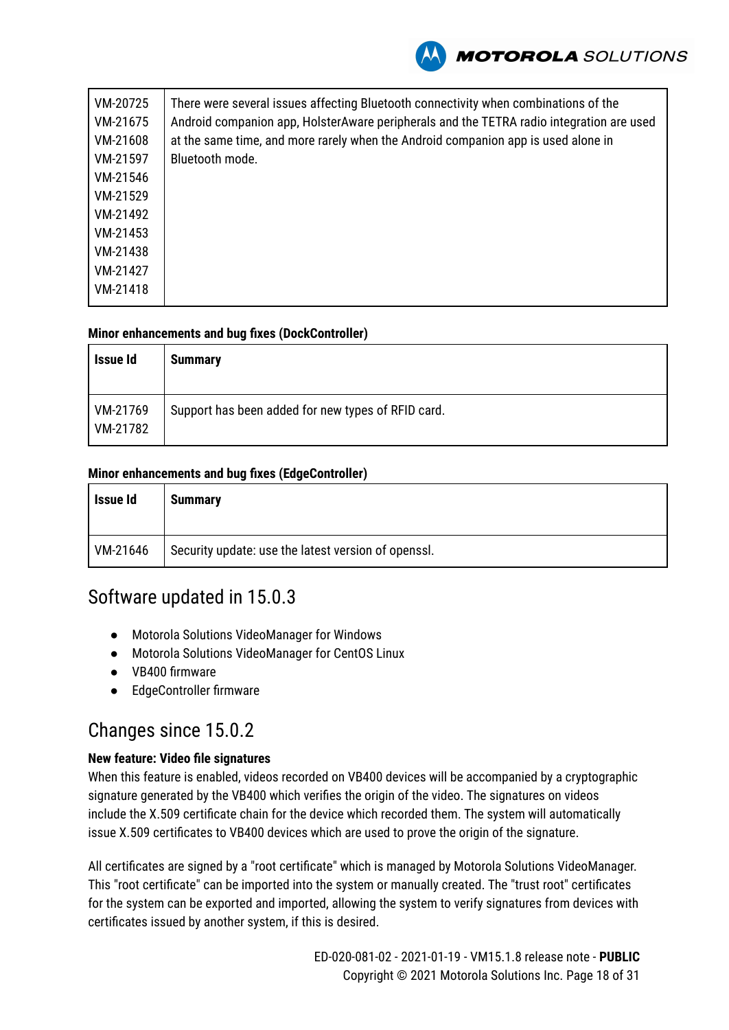| | |
|---|---|
| VM-20725<br>VM-21675<br>VM-21608<br>VM-21597<br>VM-21546<br>VM-21529<br>VM-21492<br>VM-21453<br>VM-21438<br>VM-21427<br>VM-21418 | There were several issues affecting Bluetooth connectivity when combinations of the Android companion app, HolsterAware peripherals and the TETRA radio integration are used at the same time, and more rarely when the Android companion app is used alone in Bluetooth mode. |

**Minor enhancements and bug fixes (DockController)**

| Issue Id | Summary |
|---|---|
| VM-21769<br>VM-21782 | Support has been added for new types of RFID card. |

**Minor enhancements and bug fixes (EdgeController)**

| Issue Id | Summary |
|---|---|
| VM-21646 | Security update: use the latest version of openssl. |

## Software updated in 15.0.3

- Motorola Solutions VideoManager for Windows
- Motorola Solutions VideoManager for CentOS Linux
- VB400 firmware
- EdgeController firmware

## Changes since 15.0.2

**New feature: Video file signatures**

When this feature is enabled, videos recorded on VB400 devices will be accompanied by a cryptographic signature generated by the VB400 which verifies the origin of the video. The signatures on videos include the X.509 certificate chain for the device which recorded them. The system will automatically issue X.509 certificates to VB400 devices which are used to prove the origin of the signature.

All certificates are signed by a "root certificate" which is managed by Motorola Solutions VideoManager. This "root certificate" can be imported into the system or manually created. The "trust root" certificates for the system can be exported and imported, allowing the system to verify signatures from devices with certificates issued by another system, if this is desired.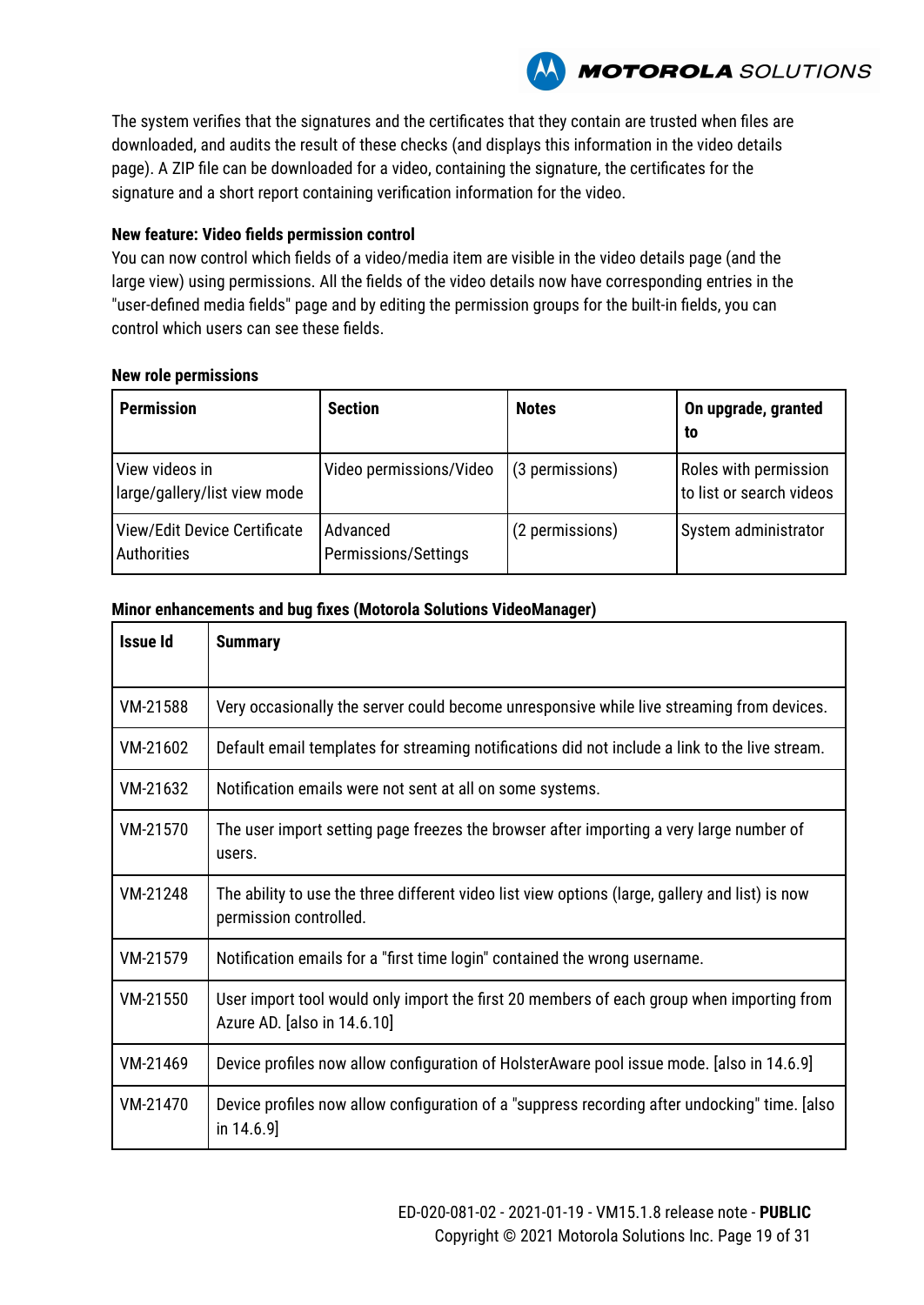The system verifies that the signatures and the certificates that they contain are trusted when files are downloaded, and audits the result of these checks (and displays this information in the video details page). A ZIP file can be downloaded for a video, containing the signature, the certificates for the signature and a short report containing verification information for the video.

**New feature: Video fields permission control**

You can now control which fields of a video/media item are visible in the video details page (and the large view) using permissions. All the fields of the video details now have corresponding entries in the "user-defined media fields" page and by editing the permission groups for the built-in fields, you can control which users can see these fields.

**New role permissions**

| Permission | Section | Notes | On upgrade, granted to |
|---|---|---|---|
| View videos in large/gallery/list view mode | Video permissions/Video | (3 permissions) | Roles with permission to list or search videos |
| View/Edit Device Certificate Authorities | Advanced Permissions/Settings | (2 permissions) | System administrator |

**Minor enhancements and bug fixes (Motorola Solutions VideoManager)**

| Issue Id | Summary |
|---|---|
| VM-21588 | Very occasionally the server could become unresponsive while live streaming from devices. |
| VM-21602 | Default email templates for streaming notifications did not include a link to the live stream. |
| VM-21632 | Notification emails were not sent at all on some systems. |
| VM-21570 | The user import setting page freezes the browser after importing a very large number of users. |
| VM-21248 | The ability to use the three different video list view options (large, gallery and list) is now permission controlled. |
| VM-21579 | Notification emails for a "first time login" contained the wrong username. |
| VM-21550 | User import tool would only import the first 20 members of each group when importing from Azure AD. [also in 14.6.10] |
| VM-21469 | Device profiles now allow configuration of HolsterAware pool issue mode. [also in 14.6.9] |
| VM-21470 | Device profiles now allow configuration of a "suppress recording after undocking" time. [also in 14.6.9] |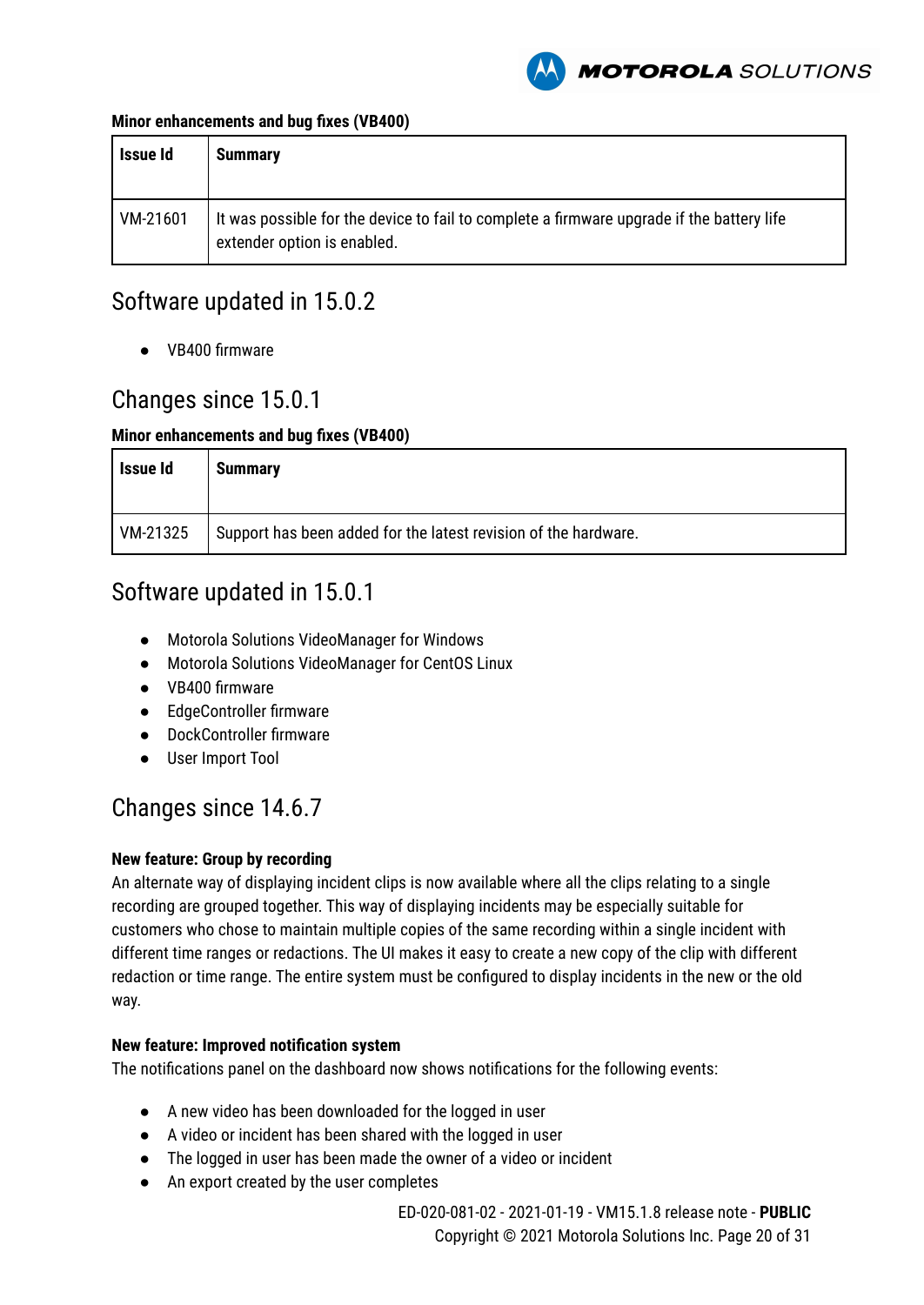**Minor enhancements and bug fixes (VB400)**

| Issue Id | Summary |
|---|---|
| VM-21601 | It was possible for the device to fail to complete a firmware upgrade if the battery life extender option is enabled. |

## Software updated in 15.0.2

- VB400 firmware

## Changes since 15.0.1

**Minor enhancements and bug fixes (VB400)**

| Issue Id | Summary |
|---|---|
| VM-21325 | Support has been added for the latest revision of the hardware. |

## Software updated in 15.0.1

- Motorola Solutions VideoManager for Windows
- Motorola Solutions VideoManager for CentOS Linux
- VB400 firmware
- EdgeController firmware
- DockController firmware
- User Import Tool

## Changes since 14.6.7

**New feature: Group by recording**

An alternate way of displaying incident clips is now available where all the clips relating to a single recording are grouped together. This way of displaying incidents may be especially suitable for customers who chose to maintain multiple copies of the same recording within a single incident with different time ranges or redactions. The UI makes it easy to create a new copy of the clip with different redaction or time range. The entire system must be configured to display incidents in the new or the old way.

**New feature: Improved notification system**

The notifications panel on the dashboard now shows notifications for the following events:

- A new video has been downloaded for the logged in user
- A video or incident has been shared with the logged in user
- The logged in user has been made the owner of a video or incident
- An export created by the user completes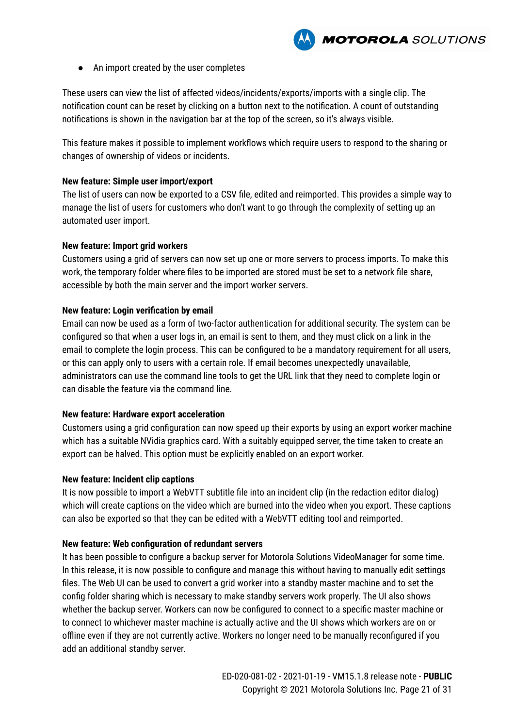- An import created by the user completes

These users can view the list of affected videos/incidents/exports/imports with a single clip. The notification count can be reset by clicking on a button next to the notification. A count of outstanding notifications is shown in the navigation bar at the top of the screen, so it's always visible.

This feature makes it possible to implement workflows which require users to respond to the sharing or changes of ownership of videos or incidents.

**New feature: Simple user import/export**
The list of users can now be exported to a CSV file, edited and reimported. This provides a simple way to manage the list of users for customers who don't want to go through the complexity of setting up an automated user import.

**New feature: Import grid workers**
Customers using a grid of servers can now set up one or more servers to process imports. To make this work, the temporary folder where files to be imported are stored must be set to a network file share, accessible by both the main server and the import worker servers.

**New feature: Login verification by email**
Email can now be used as a form of two-factor authentication for additional security. The system can be configured so that when a user logs in, an email is sent to them, and they must click on a link in the email to complete the login process. This can be configured to be a mandatory requirement for all users, or this can apply only to users with a certain role. If email becomes unexpectedly unavailable, administrators can use the command line tools to get the URL link that they need to complete login or can disable the feature via the command line.

**New feature: Hardware export acceleration**
Customers using a grid configuration can now speed up their exports by using an export worker machine which has a suitable NVidia graphics card. With a suitably equipped server, the time taken to create an export can be halved. This option must be explicitly enabled on an export worker.

**New feature: Incident clip captions**
It is now possible to import a WebVTT subtitle file into an incident clip (in the redaction editor dialog) which will create captions on the video which are burned into the video when you export. These captions can also be exported so that they can be edited with a WebVTT editing tool and reimported.

**New feature: Web configuration of redundant servers**
It has been possible to configure a backup server for Motorola Solutions VideoManager for some time. In this release, it is now possible to configure and manage this without having to manually edit settings files. The Web UI can be used to convert a grid worker into a standby master machine and to set the config folder sharing which is necessary to make standby servers work properly. The UI also shows whether the backup server. Workers can now be configured to connect to a specific master machine or to connect to whichever master machine is actually active and the UI shows which workers are on or offline even if they are not currently active. Workers no longer need to be manually reconfigured if you add an additional standby server.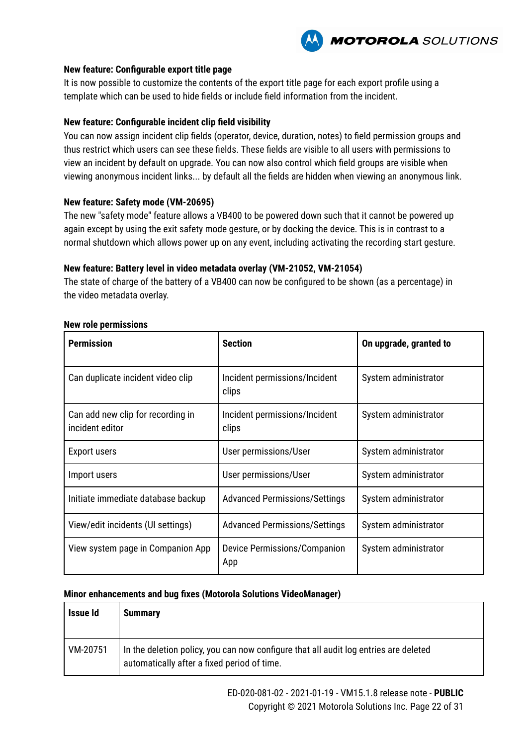**New feature: Configurable export title page**

It is now possible to customize the contents of the export title page for each export profile using a template which can be used to hide fields or include field information from the incident.

**New feature: Configurable incident clip field visibility**

You can now assign incident clip fields (operator, device, duration, notes) to field permission groups and thus restrict which users can see these fields. These fields are visible to all users with permissions to view an incident by default on upgrade. You can now also control which field groups are visible when viewing anonymous incident links... by default all the fields are hidden when viewing an anonymous link.

**New feature: Safety mode (VM-20695)**

The new "safety mode" feature allows a VB400 to be powered down such that it cannot be powered up again except by using the exit safety mode gesture, or by docking the device. This is in contrast to a normal shutdown which allows power up on any event, including activating the recording start gesture.

**New feature: Battery level in video metadata overlay (VM-21052, VM-21054)**

The state of charge of the battery of a VB400 can now be configured to be shown (as a percentage) in the video metadata overlay.

**New role permissions**

| Permission | Section | On upgrade, granted to |
|---|---|---|
| Can duplicate incident video clip | Incident permissions/Incident clips | System administrator |
| Can add new clip for recording in incident editor | Incident permissions/Incident clips | System administrator |
| Export users | User permissions/User | System administrator |
| Import users | User permissions/User | System administrator |
| Initiate immediate database backup | Advanced Permissions/Settings | System administrator |
| View/edit incidents (UI settings) | Advanced Permissions/Settings | System administrator |
| View system page in Companion App | Device Permissions/Companion App | System administrator |

**Minor enhancements and bug fixes (Motorola Solutions VideoManager)**

| Issue Id | Summary |
|---|---|
| VM-20751 | In the deletion policy, you can now configure that all audit log entries are deleted automatically after a fixed period of time. |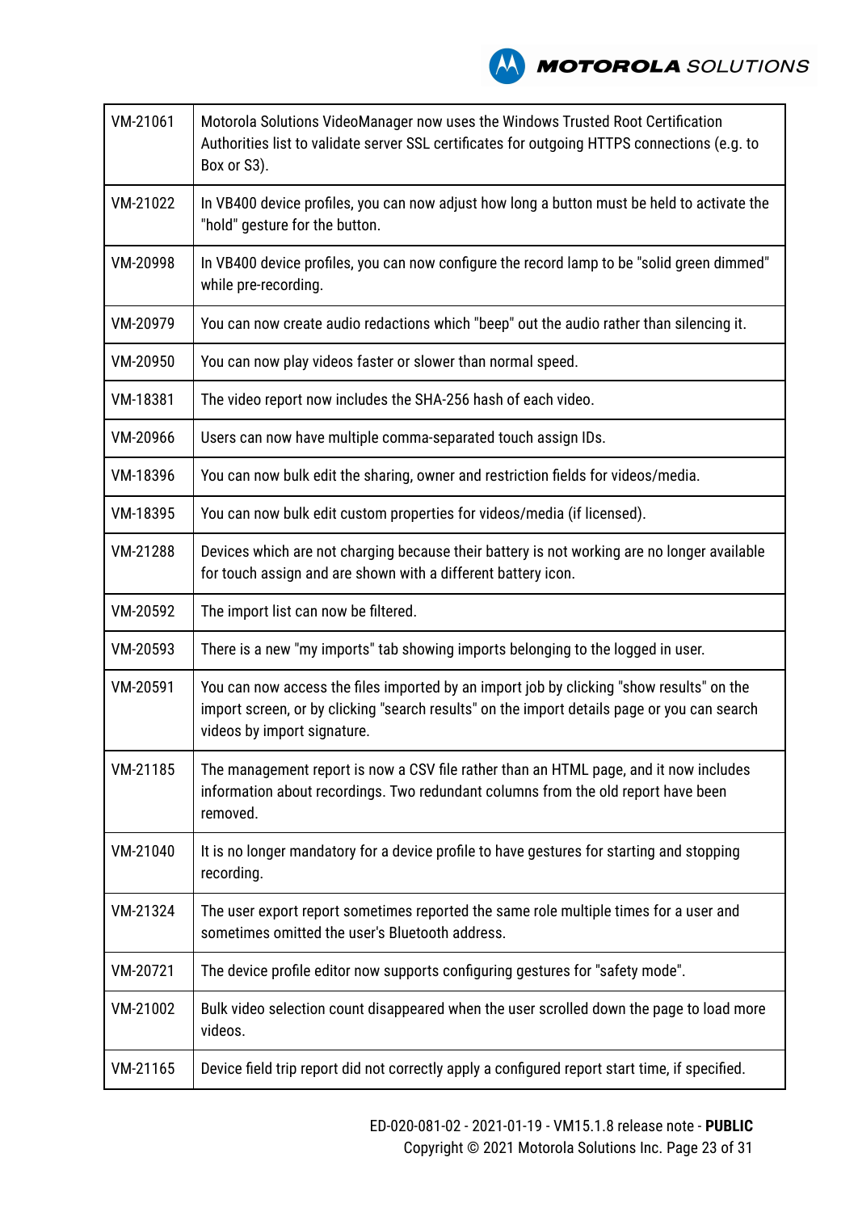| | |
|---|---|
| VM-21061 | Motorola Solutions VideoManager now uses the Windows Trusted Root Certification Authorities list to validate server SSL certificates for outgoing HTTPS connections (e.g. to Box or S3). |
| VM-21022 | In VB400 device profiles, you can now adjust how long a button must be held to activate the "hold" gesture for the button. |
| VM-20998 | In VB400 device profiles, you can now configure the record lamp to be "solid green dimmed" while pre-recording. |
| VM-20979 | You can now create audio redactions which "beep" out the audio rather than silencing it. |
| VM-20950 | You can now play videos faster or slower than normal speed. |
| VM-18381 | The video report now includes the SHA-256 hash of each video. |
| VM-20966 | Users can now have multiple comma-separated touch assign IDs. |
| VM-18396 | You can now bulk edit the sharing, owner and restriction fields for videos/media. |
| VM-18395 | You can now bulk edit custom properties for videos/media (if licensed). |
| VM-21288 | Devices which are not charging because their battery is not working are no longer available for touch assign and are shown with a different battery icon. |
| VM-20592 | The import list can now be filtered. |
| VM-20593 | There is a new "my imports" tab showing imports belonging to the logged in user. |
| VM-20591 | You can now access the files imported by an import job by clicking "show results" on the import screen, or by clicking "search results" on the import details page or you can search videos by import signature. |
| VM-21185 | The management report is now a CSV file rather than an HTML page, and it now includes information about recordings. Two redundant columns from the old report have been removed. |
| VM-21040 | It is no longer mandatory for a device profile to have gestures for starting and stopping recording. |
| VM-21324 | The user export report sometimes reported the same role multiple times for a user and sometimes omitted the user's Bluetooth address. |
| VM-20721 | The device profile editor now supports configuring gestures for "safety mode". |
| VM-21002 | Bulk video selection count disappeared when the user scrolled down the page to load more videos. |
| VM-21165 | Device field trip report did not correctly apply a configured report start time, if specified. |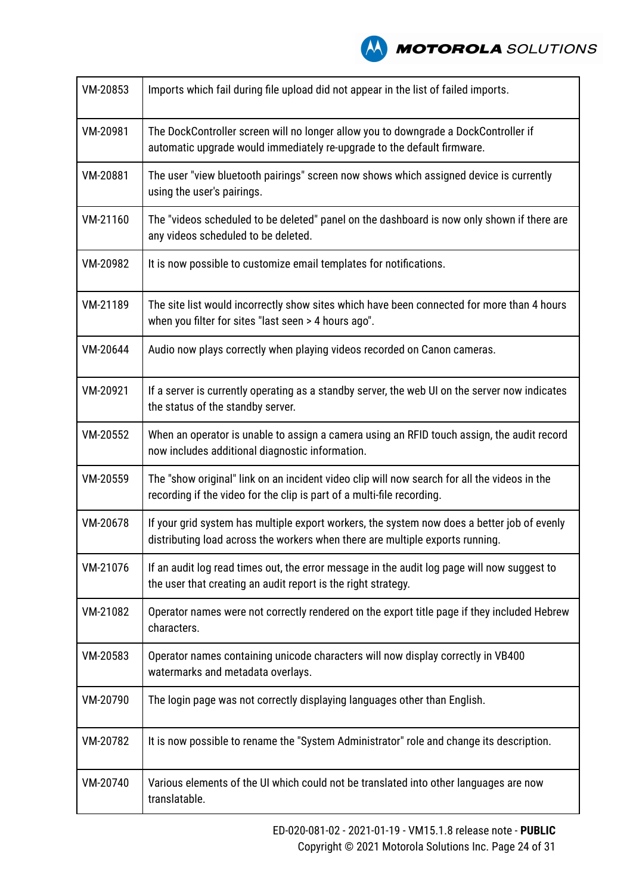| | |
|---|---|
| VM-20853 | Imports which fail during file upload did not appear in the list of failed imports. |
| VM-20981 | The DockController screen will no longer allow you to downgrade a DockController if automatic upgrade would immediately re-upgrade to the default firmware. |
| VM-20881 | The user "view bluetooth pairings" screen now shows which assigned device is currently using the user's pairings. |
| VM-21160 | The "videos scheduled to be deleted" panel on the dashboard is now only shown if there are any videos scheduled to be deleted. |
| VM-20982 | It is now possible to customize email templates for notifications. |
| VM-21189 | The site list would incorrectly show sites which have been connected for more than 4 hours when you filter for sites "last seen > 4 hours ago". |
| VM-20644 | Audio now plays correctly when playing videos recorded on Canon cameras. |
| VM-20921 | If a server is currently operating as a standby server, the web UI on the server now indicates the status of the standby server. |
| VM-20552 | When an operator is unable to assign a camera using an RFID touch assign, the audit record now includes additional diagnostic information. |
| VM-20559 | The "show original" link on an incident video clip will now search for all the videos in the recording if the video for the clip is part of a multi-file recording. |
| VM-20678 | If your grid system has multiple export workers, the system now does a better job of evenly distributing load across the workers when there are multiple exports running. |
| VM-21076 | If an audit log read times out, the error message in the audit log page will now suggest to the user that creating an audit report is the right strategy. |
| VM-21082 | Operator names were not correctly rendered on the export title page if they included Hebrew characters. |
| VM-20583 | Operator names containing unicode characters will now display correctly in VB400 watermarks and metadata overlays. |
| VM-20790 | The login page was not correctly displaying languages other than English. |
| VM-20782 | It is now possible to rename the "System Administrator" role and change its description. |
| VM-20740 | Various elements of the UI which could not be translated into other languages are now translatable. |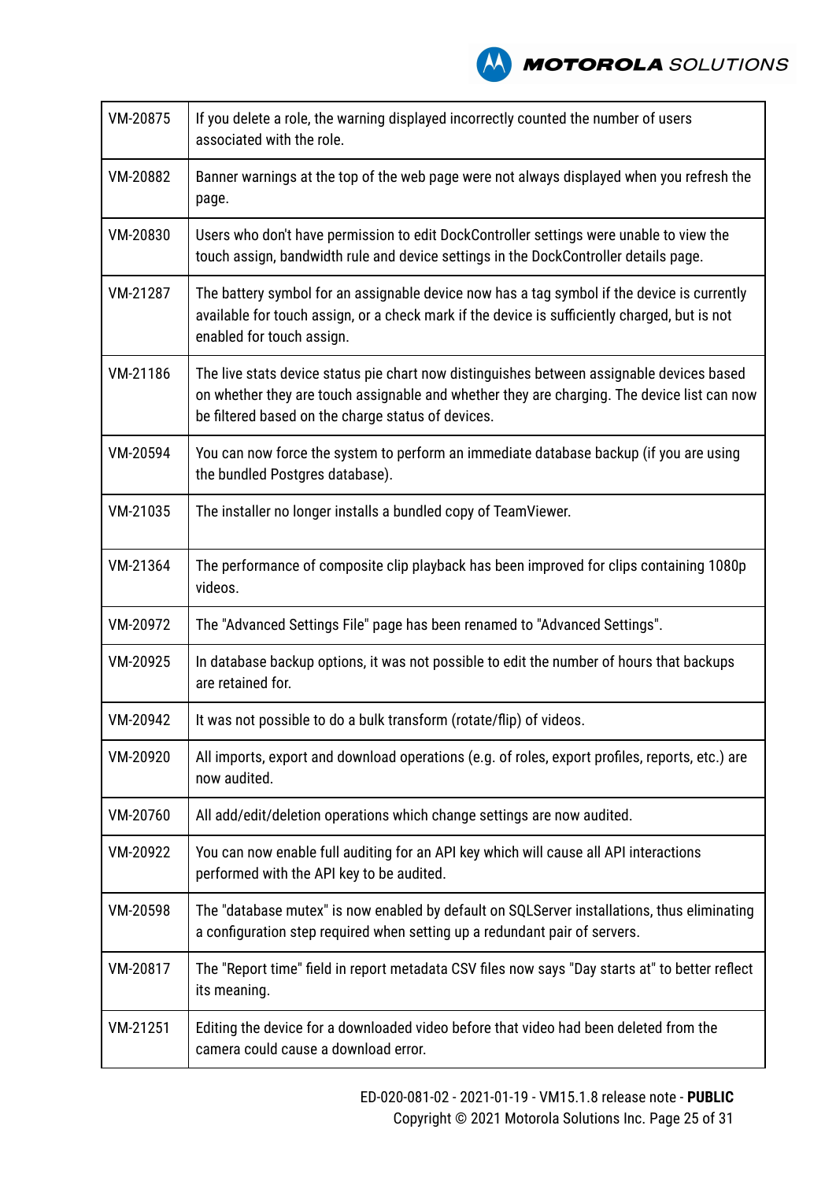| | |
|---|---|
| VM-20875 | If you delete a role, the warning displayed incorrectly counted the number of users associated with the role. |
| VM-20882 | Banner warnings at the top of the web page were not always displayed when you refresh the page. |
| VM-20830 | Users who don't have permission to edit DockController settings were unable to view the touch assign, bandwidth rule and device settings in the DockController details page. |
| VM-21287 | The battery symbol for an assignable device now has a tag symbol if the device is currently available for touch assign, or a check mark if the device is sufficiently charged, but is not enabled for touch assign. |
| VM-21186 | The live stats device status pie chart now distinguishes between assignable devices based on whether they are touch assignable and whether they are charging. The device list can now be filtered based on the charge status of devices. |
| VM-20594 | You can now force the system to perform an immediate database backup (if you are using the bundled Postgres database). |
| VM-21035 | The installer no longer installs a bundled copy of TeamViewer. |
| VM-21364 | The performance of composite clip playback has been improved for clips containing 1080p videos. |
| VM-20972 | The "Advanced Settings File" page has been renamed to "Advanced Settings". |
| VM-20925 | In database backup options, it was not possible to edit the number of hours that backups are retained for. |
| VM-20942 | It was not possible to do a bulk transform (rotate/flip) of videos. |
| VM-20920 | All imports, export and download operations (e.g. of roles, export profiles, reports, etc.) are now audited. |
| VM-20760 | All add/edit/deletion operations which change settings are now audited. |
| VM-20922 | You can now enable full auditing for an API key which will cause all API interactions performed with the API key to be audited. |
| VM-20598 | The "database mutex" is now enabled by default on SQLServer installations, thus eliminating a configuration step required when setting up a redundant pair of servers. |
| VM-20817 | The "Report time" field in report metadata CSV files now says "Day starts at" to better reflect its meaning. |
| VM-21251 | Editing the device for a downloaded video before that video had been deleted from the camera could cause a download error. |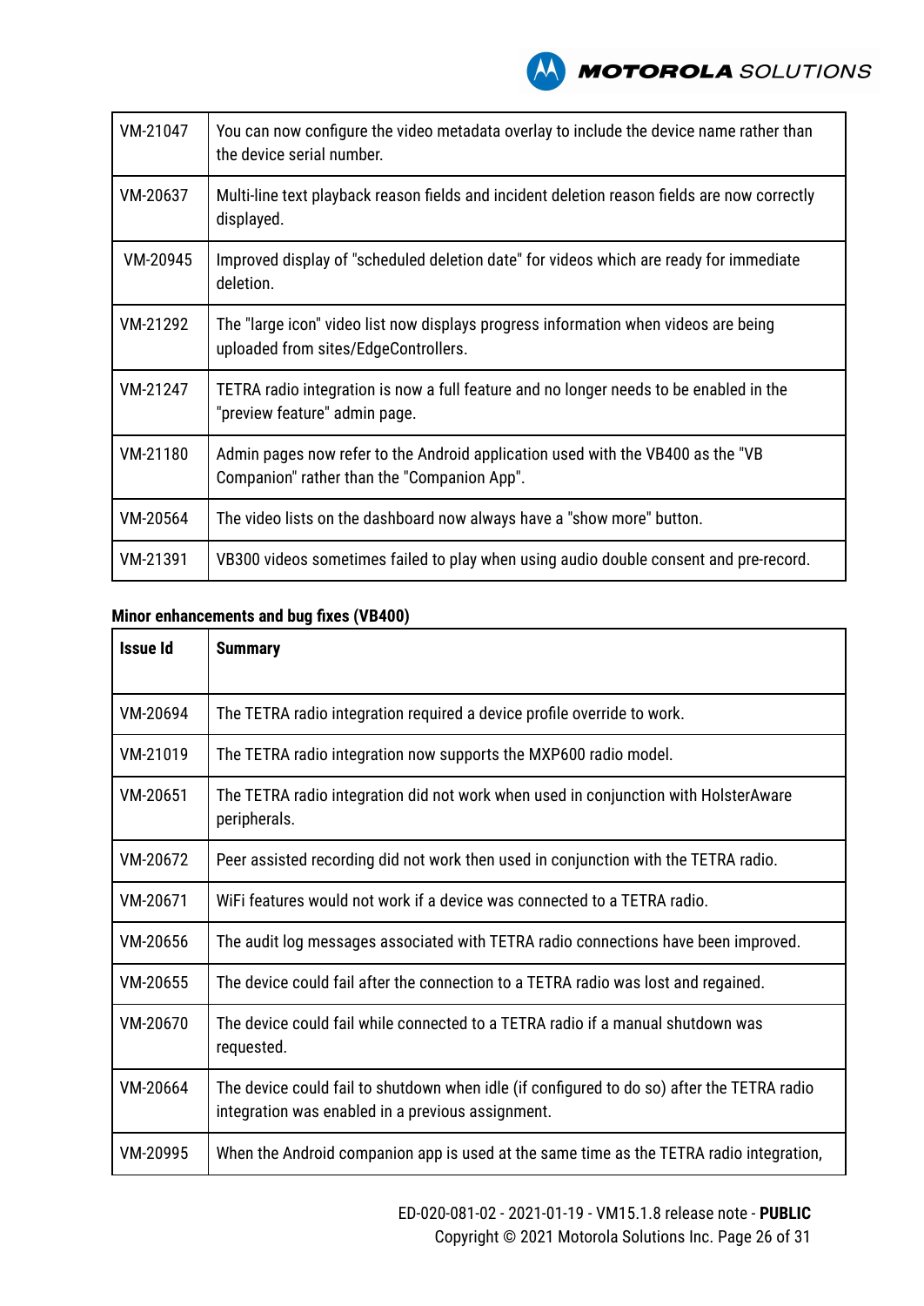| | |
|---|---|
| VM-21047 | You can now configure the video metadata overlay to include the device name rather than the device serial number. |
| VM-20637 | Multi-line text playback reason fields and incident deletion reason fields are now correctly displayed. |
| VM-20945 | Improved display of "scheduled deletion date" for videos which are ready for immediate deletion. |
| VM-21292 | The "large icon" video list now displays progress information when videos are being uploaded from sites/EdgeControllers. |
| VM-21247 | TETRA radio integration is now a full feature and no longer needs to be enabled in the "preview feature" admin page. |
| VM-21180 | Admin pages now refer to the Android application used with the VB400 as the "VB Companion" rather than the "Companion App". |
| VM-20564 | The video lists on the dashboard now always have a "show more" button. |
| VM-21391 | VB300 videos sometimes failed to play when using audio double consent and pre-record. |

**Minor enhancements and bug fixes (VB400)**

| Issue Id | Summary |
|---|---|
| VM-20694 | The TETRA radio integration required a device profile override to work. |
| VM-21019 | The TETRA radio integration now supports the MXP600 radio model. |
| VM-20651 | The TETRA radio integration did not work when used in conjunction with HolsterAware peripherals. |
| VM-20672 | Peer assisted recording did not work then used in conjunction with the TETRA radio. |
| VM-20671 | WiFi features would not work if a device was connected to a TETRA radio. |
| VM-20656 | The audit log messages associated with TETRA radio connections have been improved. |
| VM-20655 | The device could fail after the connection to a TETRA radio was lost and regained. |
| VM-20670 | The device could fail while connected to a TETRA radio if a manual shutdown was requested. |
| VM-20664 | The device could fail to shutdown when idle (if configured to do so) after the TETRA radio integration was enabled in a previous assignment. |
| VM-20995 | When the Android companion app is used at the same time as the TETRA radio integration, |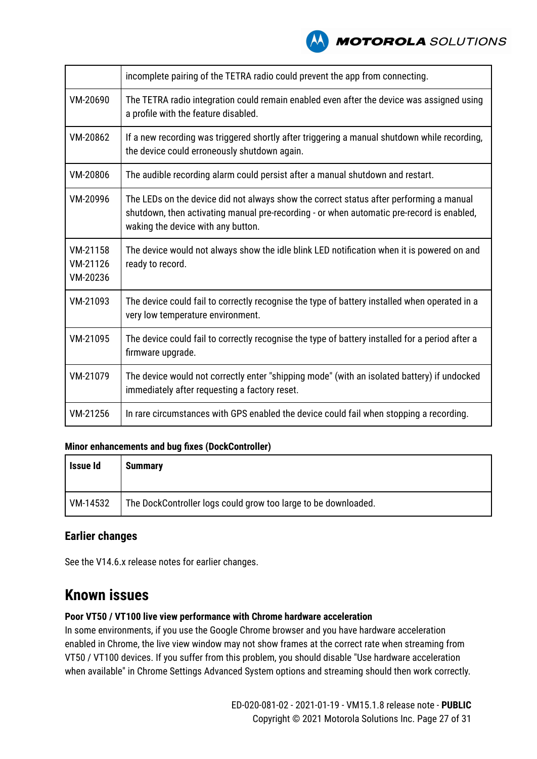|  | incomplete pairing of the TETRA radio could prevent the app from connecting. |
|---|---|
| VM-20690 | The TETRA radio integration could remain enabled even after the device was assigned using a profile with the feature disabled. |
| VM-20862 | If a new recording was triggered shortly after triggering a manual shutdown while recording, the device could erroneously shutdown again. |
| VM-20806 | The audible recording alarm could persist after a manual shutdown and restart. |
| VM-20996 | The LEDs on the device did not always show the correct status after performing a manual shutdown, then activating manual pre-recording - or when automatic pre-record is enabled, waking the device with any button. |
| VM-21158<br>VM-21126<br>VM-20236 | The device would not always show the idle blink LED notification when it is powered on and ready to record. |
| VM-21093 | The device could fail to correctly recognise the type of battery installed when operated in a very low temperature environment. |
| VM-21095 | The device could fail to correctly recognise the type of battery installed for a period after a firmware upgrade. |
| VM-21079 | The device would not correctly enter "shipping mode" (with an isolated battery) if undocked immediately after requesting a factory reset. |
| VM-21256 | In rare circumstances with GPS enabled the device could fail when stopping a recording. |

**Minor enhancements and bug fixes (DockController)**

| Issue Id | Summary |
|---|---|
| VM-14532 | The DockController logs could grow too large to be downloaded. |

### Earlier changes

See the V14.6.x release notes for earlier changes.

## Known issues

**Poor VT50 / VT100 live view performance with Chrome hardware acceleration**

In some environments, if you use the Google Chrome browser and you have hardware acceleration enabled in Chrome, the live view window may not show frames at the correct rate when streaming from VT50 / VT100 devices. If you suffer from this problem, you should disable "Use hardware acceleration when available" in Chrome Settings Advanced System options and streaming should then work correctly.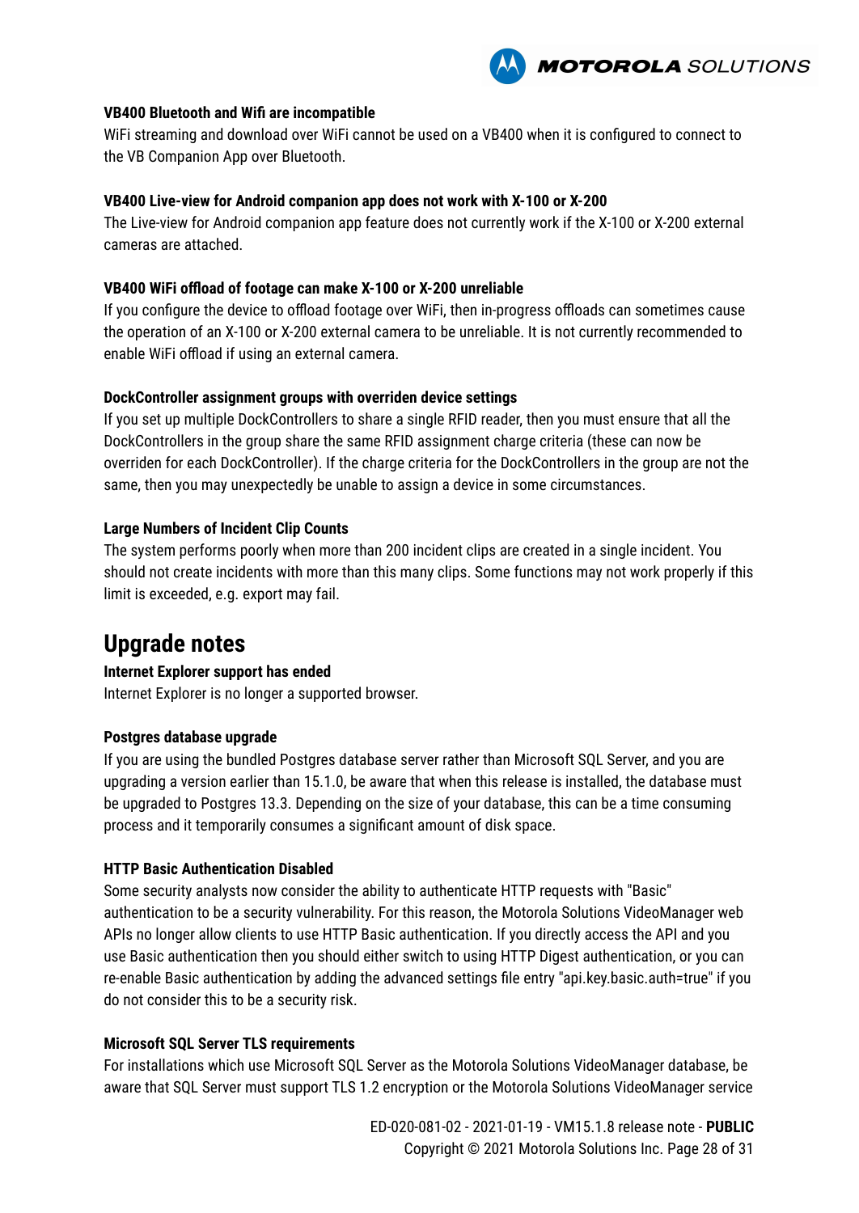**VB400 Bluetooth and Wifi are incompatible**

WiFi streaming and download over WiFi cannot be used on a VB400 when it is configured to connect to the VB Companion App over Bluetooth.

**VB400 Live-view for Android companion app does not work with X-100 or X-200**

The Live-view for Android companion app feature does not currently work if the X-100 or X-200 external cameras are attached.

**VB400 WiFi offload of footage can make X-100 or X-200 unreliable**

If you configure the device to offload footage over WiFi, then in-progress offloads can sometimes cause the operation of an X-100 or X-200 external camera to be unreliable. It is not currently recommended to enable WiFi offload if using an external camera.

**DockController assignment groups with overriden device settings**

If you set up multiple DockControllers to share a single RFID reader, then you must ensure that all the DockControllers in the group share the same RFID assignment charge criteria (these can now be overriden for each DockController). If the charge criteria for the DockControllers in the group are not the same, then you may unexpectedly be unable to assign a device in some circumstances.

**Large Numbers of Incident Clip Counts**

The system performs poorly when more than 200 incident clips are created in a single incident. You should not create incidents with more than this many clips. Some functions may not work properly if this limit is exceeded, e.g. export may fail.

## Upgrade notes

**Internet Explorer support has ended**

Internet Explorer is no longer a supported browser.

**Postgres database upgrade**

If you are using the bundled Postgres database server rather than Microsoft SQL Server, and you are upgrading a version earlier than 15.1.0, be aware that when this release is installed, the database must be upgraded to Postgres 13.3. Depending on the size of your database, this can be a time consuming process and it temporarily consumes a significant amount of disk space.

**HTTP Basic Authentication Disabled**

Some security analysts now consider the ability to authenticate HTTP requests with "Basic" authentication to be a security vulnerability. For this reason, the Motorola Solutions VideoManager web APIs no longer allow clients to use HTTP Basic authentication. If you directly access the API and you use Basic authentication then you should either switch to using HTTP Digest authentication, or you can re-enable Basic authentication by adding the advanced settings file entry "api.key.basic.auth=true" if you do not consider this to be a security risk.

**Microsoft SQL Server TLS requirements**

For installations which use Microsoft SQL Server as the Motorola Solutions VideoManager database, be aware that SQL Server must support TLS 1.2 encryption or the Motorola Solutions VideoManager service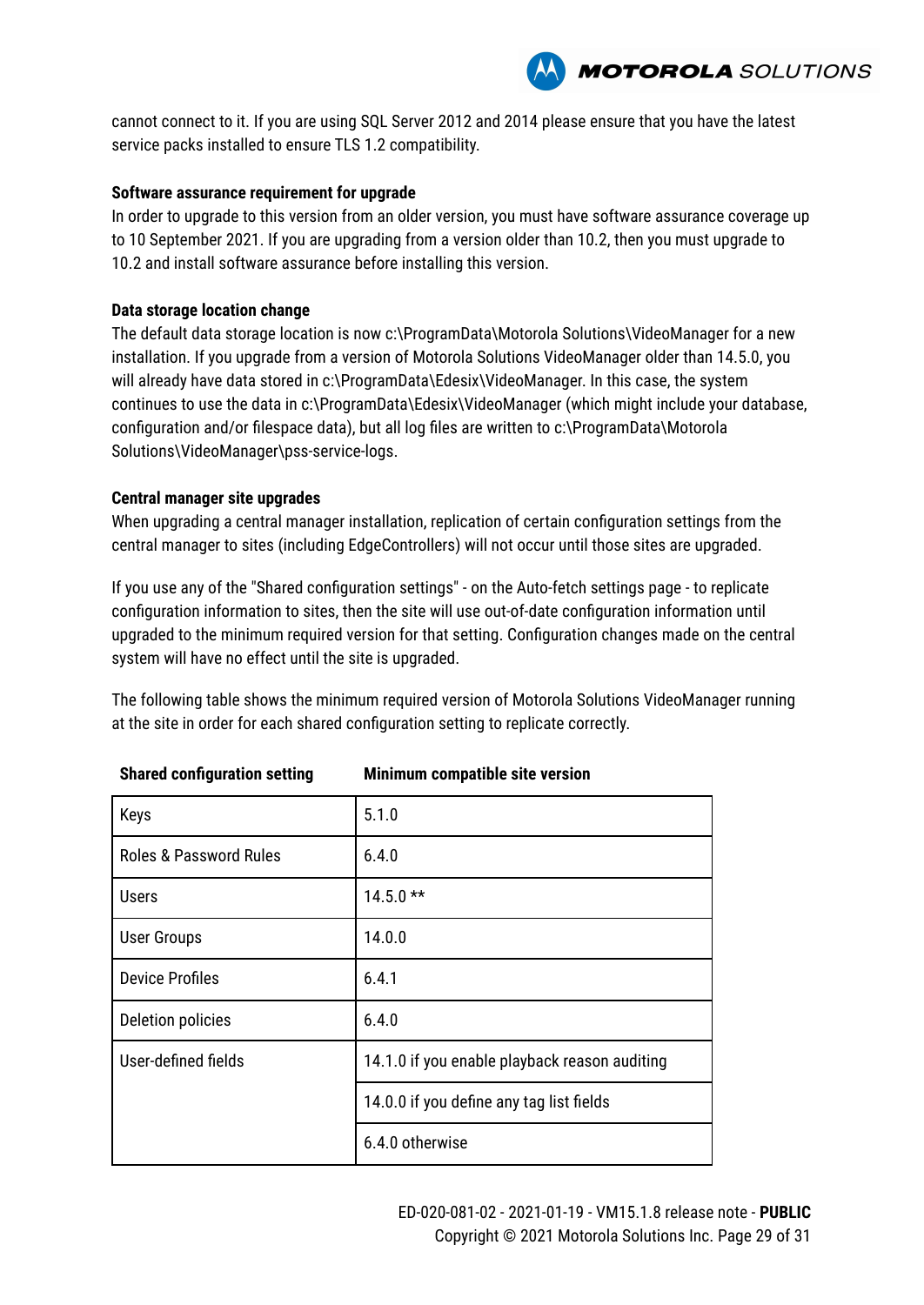cannot connect to it. If you are using SQL Server 2012 and 2014 please ensure that you have the latest service packs installed to ensure TLS 1.2 compatibility.

**Software assurance requirement for upgrade**

In order to upgrade to this version from an older version, you must have software assurance coverage up to 10 September 2021. If you are upgrading from a version older than 10.2, then you must upgrade to 10.2 and install software assurance before installing this version.

**Data storage location change**

The default data storage location is now c:\ProgramData\Motorola Solutions\VideoManager for a new installation. If you upgrade from a version of Motorola Solutions VideoManager older than 14.5.0, you will already have data stored in c:\ProgramData\Edesix\VideoManager. In this case, the system continues to use the data in c:\ProgramData\Edesix\VideoManager (which might include your database, configuration and/or filespace data), but all log files are written to c:\ProgramData\Motorola Solutions\VideoManager\pss-service-logs.

**Central manager site upgrades**

When upgrading a central manager installation, replication of certain configuration settings from the central manager to sites (including EdgeControllers) will not occur until those sites are upgraded.

If you use any of the "Shared configuration settings" - on the Auto-fetch settings page - to replicate configuration information to sites, then the site will use out-of-date configuration information until upgraded to the minimum required version for that setting. Configuration changes made on the central system will have no effect until the site is upgraded.

The following table shows the minimum required version of Motorola Solutions VideoManager running at the site in order for each shared configuration setting to replicate correctly.

| Shared configuration setting | Minimum compatible site version |
|---|---|
| Keys | 5.1.0 |
| Roles & Password Rules | 6.4.0 |
| Users | 14.5.0 ** |
| User Groups | 14.0.0 |
| Device Profiles | 6.4.1 |
| Deletion policies | 6.4.0 |
| User-defined fields | 14.1.0 if you enable playback reason auditing |
| | 14.0.0 if you define any tag list fields |
| | 6.4.0 otherwise |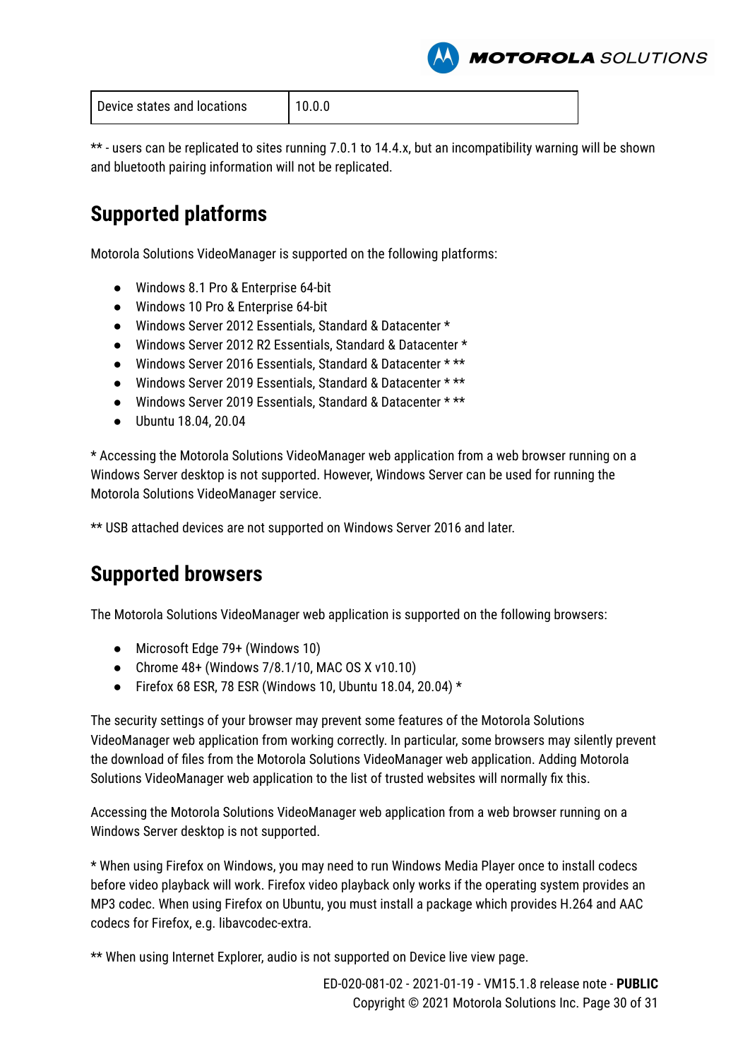| Device states and locations | 10.0.0 |
|---|---|

** - users can be replicated to sites running 7.0.1 to 14.4.x, but an incompatibility warning will be shown and bluetooth pairing information will not be replicated.

## Supported platforms

Motorola Solutions VideoManager is supported on the following platforms:

- Windows 8.1 Pro & Enterprise 64-bit
- Windows 10 Pro & Enterprise 64-bit
- Windows Server 2012 Essentials, Standard & Datacenter *
- Windows Server 2012 R2 Essentials, Standard & Datacenter *
- Windows Server 2016 Essentials, Standard & Datacenter * **
- Windows Server 2019 Essentials, Standard & Datacenter * **
- Windows Server 2019 Essentials, Standard & Datacenter * **
- Ubuntu 18.04, 20.04

* Accessing the Motorola Solutions VideoManager web application from a web browser running on a Windows Server desktop is not supported. However, Windows Server can be used for running the Motorola Solutions VideoManager service.

** USB attached devices are not supported on Windows Server 2016 and later.

## Supported browsers

The Motorola Solutions VideoManager web application is supported on the following browsers:

- Microsoft Edge 79+ (Windows 10)
- Chrome 48+ (Windows 7/8.1/10, MAC OS X v10.10)
- Firefox 68 ESR, 78 ESR (Windows 10, Ubuntu 18.04, 20.04) *

The security settings of your browser may prevent some features of the Motorola Solutions VideoManager web application from working correctly. In particular, some browsers may silently prevent the download of files from the Motorola Solutions VideoManager web application. Adding Motorola Solutions VideoManager web application to the list of trusted websites will normally fix this.

Accessing the Motorola Solutions VideoManager web application from a web browser running on a Windows Server desktop is not supported.

* When using Firefox on Windows, you may need to run Windows Media Player once to install codecs before video playback will work. Firefox video playback only works if the operating system provides an MP3 codec. When using Firefox on Ubuntu, you must install a package which provides H.264 and AAC codecs for Firefox, e.g. libavcodec-extra.

** When using Internet Explorer, audio is not supported on Device live view page.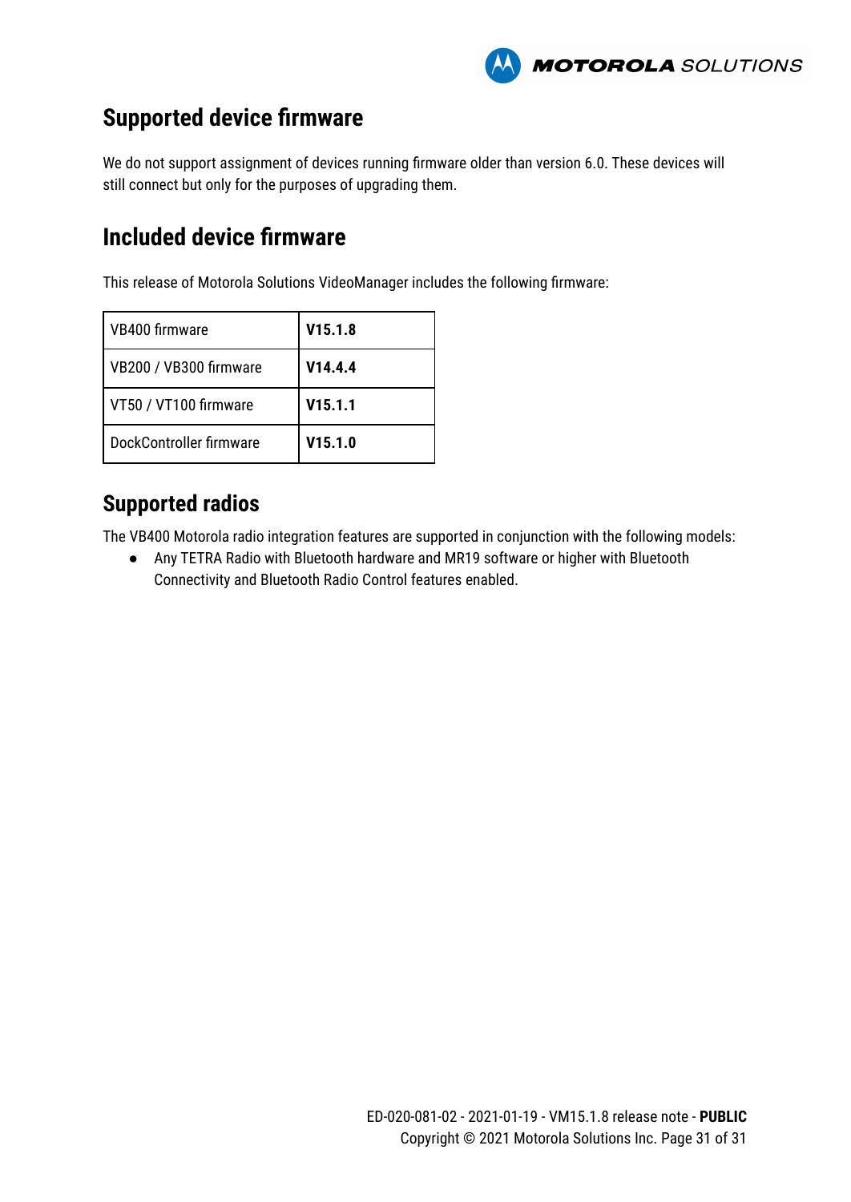## Supported device firmware

We do not support assignment of devices running firmware older than version 6.0. These devices will still connect but only for the purposes of upgrading them.

## Included device firmware

This release of Motorola Solutions VideoManager includes the following firmware:

| | |
|---|---|
| VB400 firmware | **V15.1.8** |
| VB200 / VB300 firmware | **V14.4.4** |
| VT50 / VT100 firmware | **V15.1.1** |
| DockController firmware | **V15.1.0** |

## Supported radios

The VB400 Motorola radio integration features are supported in conjunction with the following models:

- Any TETRA Radio with Bluetooth hardware and MR19 software or higher with Bluetooth Connectivity and Bluetooth Radio Control features enabled.